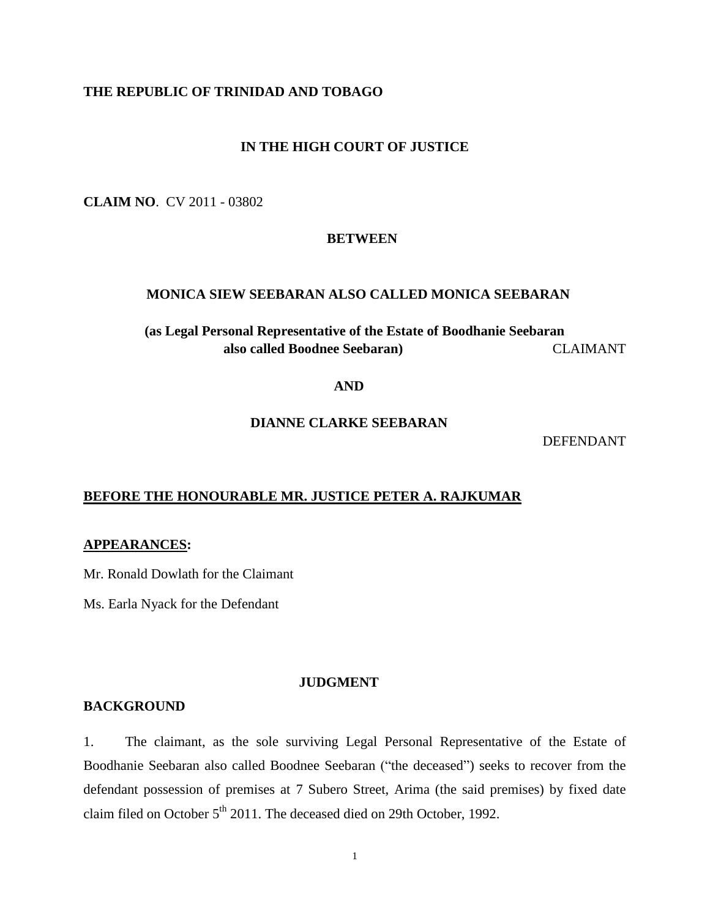**THE REPUBLIC OF TRINIDAD AND TOBAGO**

**IN THE HIGH COURT OF JUSTICE**

**CLAIM NO**. CV 2011 - 03802

**BETWEEN**

**MONICA SIEW SEEBARAN ALSO CALLED MONICA SEEBARAN**

**(as Legal Personal Representative of the Estate of Boodhanie Seebaran also called Boodnee Seebaran)** CLAIMANT

**AND**

**DIANNE CLARKE SEEBARAN**

DEFENDANT

**BEFORE THE HONOURABLE MR. JUSTICE PETER A. RAJKUMAR**

**APPEARANCES:**

Mr. Ronald Dowlath for the Claimant

Ms. Earla Nyack for the Defendant

**JUDGMENT**

**BACKGROUND**

1. The claimant, as the sole surviving Legal Personal Representative of the Estate of Boodhanie Seebaran also called Boodnee Seebaran ("the deceased") seeks to recover from the defendant possession of premises at 7 Subero Street, Arima (the said premises) by fixed date claim filed on October 5th 2011. The deceased died on 29th October, 1992.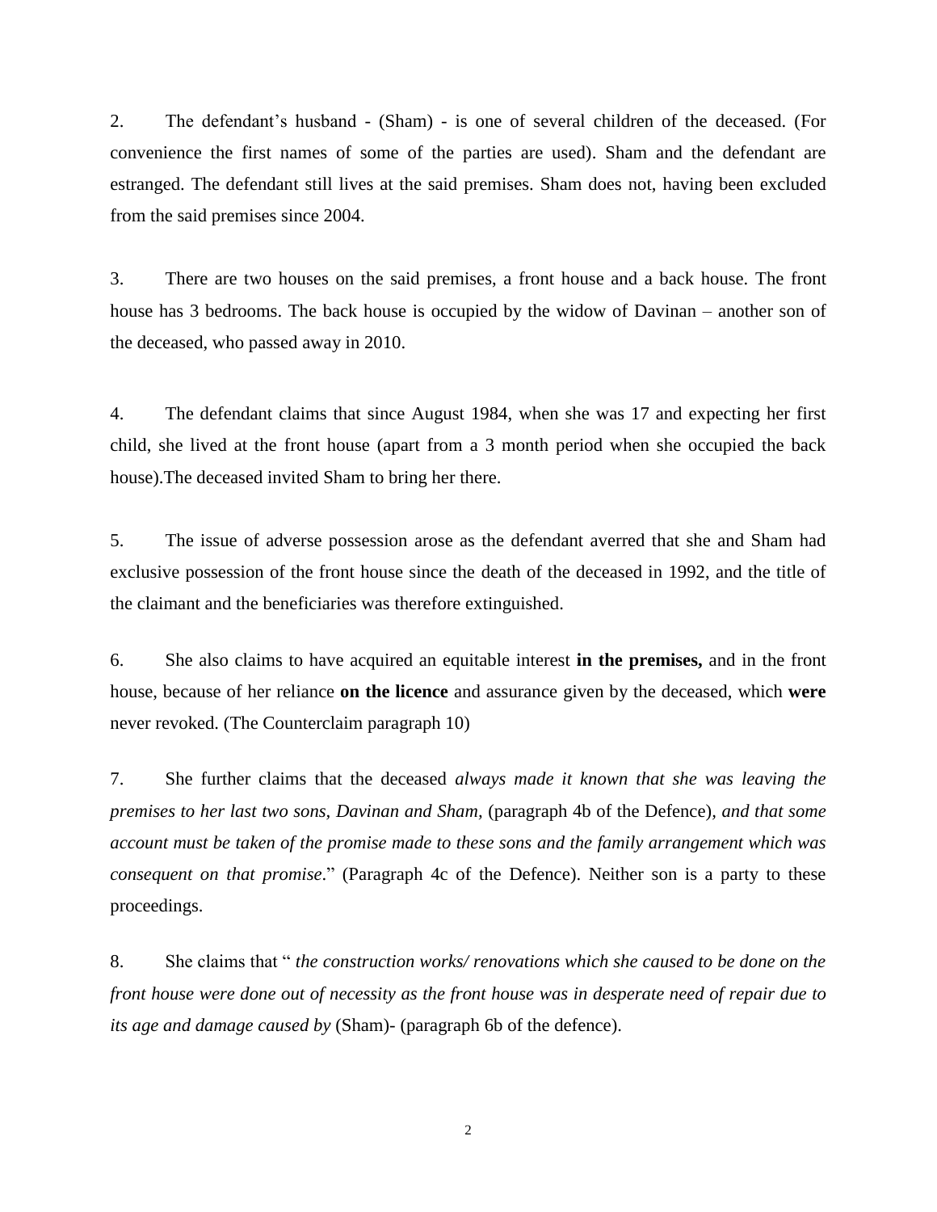2. The defendant's husband - (Sham) - is one of several children of the deceased. (For convenience the first names of some of the parties are used). Sham and the defendant are estranged. The defendant still lives at the said premises. Sham does not, having been excluded from the said premises since 2004.

3. There are two houses on the said premises, a front house and a back house. The front house has 3 bedrooms. The back house is occupied by the widow of Davinan – another son of the deceased, who passed away in 2010.

4. The defendant claims that since August 1984, when she was 17 and expecting her first child, she lived at the front house (apart from a 3 month period when she occupied the back house).The deceased invited Sham to bring her there.

5. The issue of adverse possession arose as the defendant averred that she and Sham had exclusive possession of the front house since the death of the deceased in 1992, and the title of the claimant and the beneficiaries was therefore extinguished.

6. She also claims to have acquired an equitable interest **in the premises,** and in the front house, because of her reliance **on the licence** and assurance given by the deceased, which **were** never revoked. (The Counterclaim paragraph 10)

7. She further claims that the deceased *always made it known that she was leaving the premises to her last two sons, Davinan and Sham,* (paragraph 4b of the Defence), *and that some account must be taken of the promise made to these sons and the family arrangement which was consequent on that promise.*" (Paragraph 4c of the Defence). Neither son is a party to these proceedings.

8. She claims that " *the construction works/ renovations which she caused to be done on the front house were done out of necessity as the front house was in desperate need of repair due to its age and damage caused by* (Sham)- (paragraph 6b of the defence).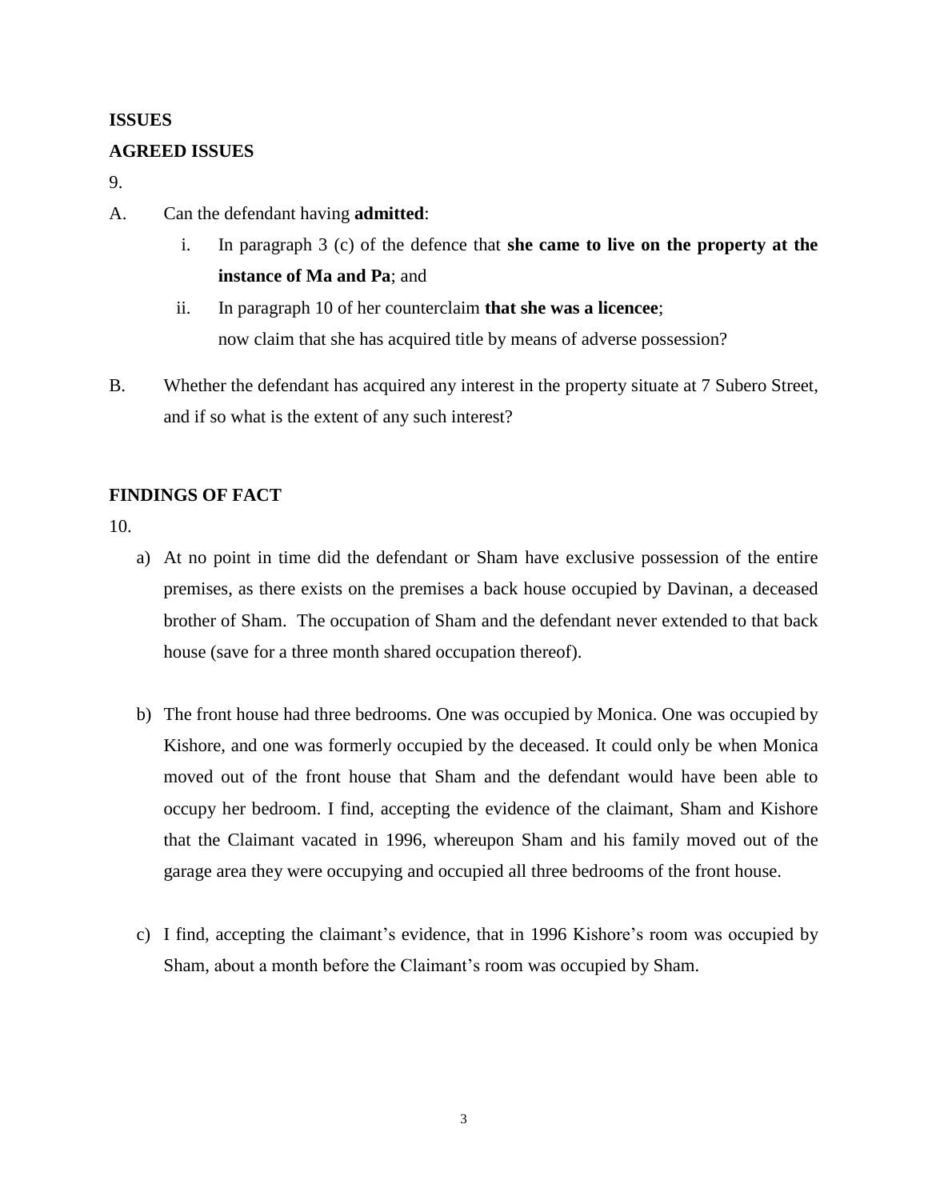**ISSUES**

**AGREED ISSUES**

9.

A. Can the defendant having **admitted**:

   i. In paragraph 3 (c) of the defence that **she came to live on the property at the instance of Ma and Pa**; and

   ii. In paragraph 10 of her counterclaim **that she was a licencee**;

   now claim that she has acquired title by means of adverse possession?

B. Whether the defendant has acquired any interest in the property situate at 7 Subero Street, and if so what is the extent of any such interest?

**FINDINGS OF FACT**

10.

a) At no point in time did the defendant or Sham have exclusive possession of the entire premises, as there exists on the premises a back house occupied by Davinan, a deceased brother of Sham. The occupation of Sham and the defendant never extended to that back house (save for a three month shared occupation thereof).

b) The front house had three bedrooms. One was occupied by Monica. One was occupied by Kishore, and one was formerly occupied by the deceased. It could only be when Monica moved out of the front house that Sham and the defendant would have been able to occupy her bedroom. I find, accepting the evidence of the claimant, Sham and Kishore that the Claimant vacated in 1996, whereupon Sham and his family moved out of the garage area they were occupying and occupied all three bedrooms of the front house.

c) I find, accepting the claimant's evidence, that in 1996 Kishore's room was occupied by Sham, about a month before the Claimant's room was occupied by Sham.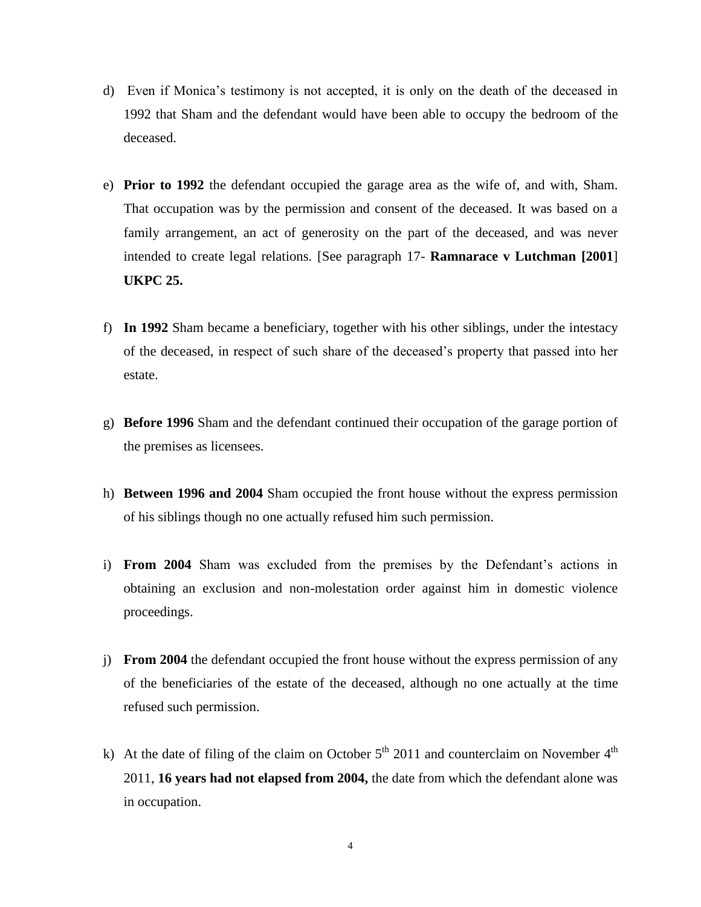d) Even if Monica's testimony is not accepted, it is only on the death of the deceased in 1992 that Sham and the defendant would have been able to occupy the bedroom of the deceased.

e) **Prior to 1992** the defendant occupied the garage area as the wife of, and with, Sham. That occupation was by the permission and consent of the deceased. It was based on a family arrangement, an act of generosity on the part of the deceased, and was never intended to create legal relations. [See paragraph 17- **Ramnarace v Lutchman [2001**] **UKPC 25.**

f) **In 1992** Sham became a beneficiary, together with his other siblings, under the intestacy of the deceased, in respect of such share of the deceased's property that passed into her estate.

g) **Before 1996** Sham and the defendant continued their occupation of the garage portion of the premises as licensees.

h) **Between 1996 and 2004** Sham occupied the front house without the express permission of his siblings though no one actually refused him such permission.

i) **From 2004** Sham was excluded from the premises by the Defendant's actions in obtaining an exclusion and non-molestation order against him in domestic violence proceedings.

j) **From 2004** the defendant occupied the front house without the express permission of any of the beneficiaries of the estate of the deceased, although no one actually at the time refused such permission.

k) At the date of filing of the claim on October 5th 2011 and counterclaim on November 4th 2011, **16 years had not elapsed from 2004,** the date from which the defendant alone was in occupation.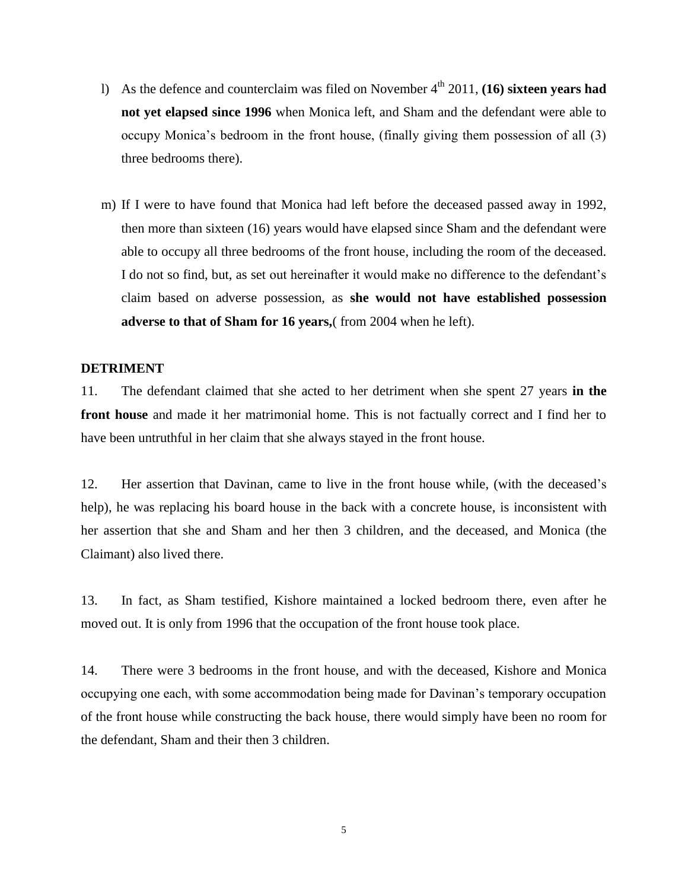l) As the defence and counterclaim was filed on November 4th 2011, **(16) sixteen years had not yet elapsed since 1996** when Monica left, and Sham and the defendant were able to occupy Monica's bedroom in the front house, (finally giving them possession of all (3) three bedrooms there).

m) If I were to have found that Monica had left before the deceased passed away in 1992, then more than sixteen (16) years would have elapsed since Sham and the defendant were able to occupy all three bedrooms of the front house, including the room of the deceased. I do not so find, but, as set out hereinafter it would make no difference to the defendant's claim based on adverse possession, as **she would not have established possession adverse to that of Sham for 16 years,**( from 2004 when he left).

**DETRIMENT**

11. The defendant claimed that she acted to her detriment when she spent 27 years **in the front house** and made it her matrimonial home. This is not factually correct and I find her to have been untruthful in her claim that she always stayed in the front house.

12. Her assertion that Davinan, came to live in the front house while, (with the deceased's help), he was replacing his board house in the back with a concrete house, is inconsistent with her assertion that she and Sham and her then 3 children, and the deceased, and Monica (the Claimant) also lived there.

13. In fact, as Sham testified, Kishore maintained a locked bedroom there, even after he moved out. It is only from 1996 that the occupation of the front house took place.

14. There were 3 bedrooms in the front house, and with the deceased, Kishore and Monica occupying one each, with some accommodation being made for Davinan's temporary occupation of the front house while constructing the back house, there would simply have been no room for the defendant, Sham and their then 3 children.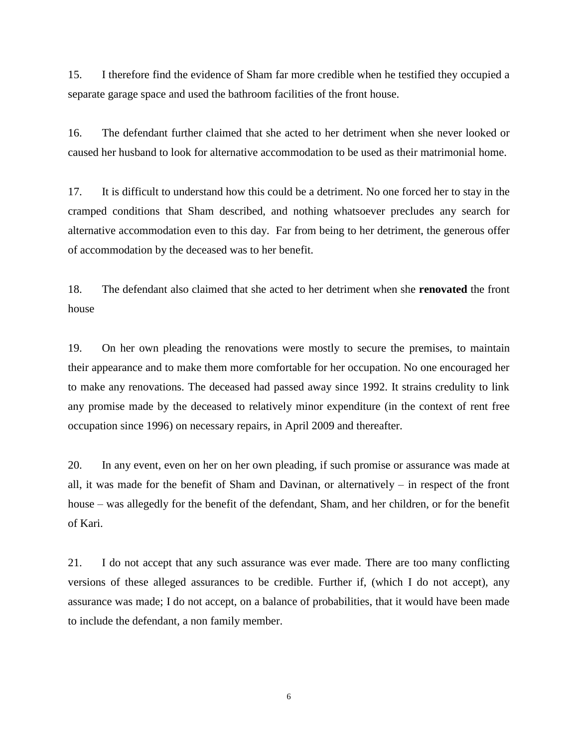15. I therefore find the evidence of Sham far more credible when he testified they occupied a separate garage space and used the bathroom facilities of the front house.

16. The defendant further claimed that she acted to her detriment when she never looked or caused her husband to look for alternative accommodation to be used as their matrimonial home.

17. It is difficult to understand how this could be a detriment. No one forced her to stay in the cramped conditions that Sham described, and nothing whatsoever precludes any search for alternative accommodation even to this day. Far from being to her detriment, the generous offer of accommodation by the deceased was to her benefit.

18. The defendant also claimed that she acted to her detriment when she **renovated** the front house

19. On her own pleading the renovations were mostly to secure the premises, to maintain their appearance and to make them more comfortable for her occupation. No one encouraged her to make any renovations. The deceased had passed away since 1992. It strains credulity to link any promise made by the deceased to relatively minor expenditure (in the context of rent free occupation since 1996) on necessary repairs, in April 2009 and thereafter.

20. In any event, even on her on her own pleading, if such promise or assurance was made at all, it was made for the benefit of Sham and Davinan, or alternatively – in respect of the front house – was allegedly for the benefit of the defendant, Sham, and her children, or for the benefit of Kari.

21. I do not accept that any such assurance was ever made. There are too many conflicting versions of these alleged assurances to be credible. Further if, (which I do not accept), any assurance was made; I do not accept, on a balance of probabilities, that it would have been made to include the defendant, a non family member.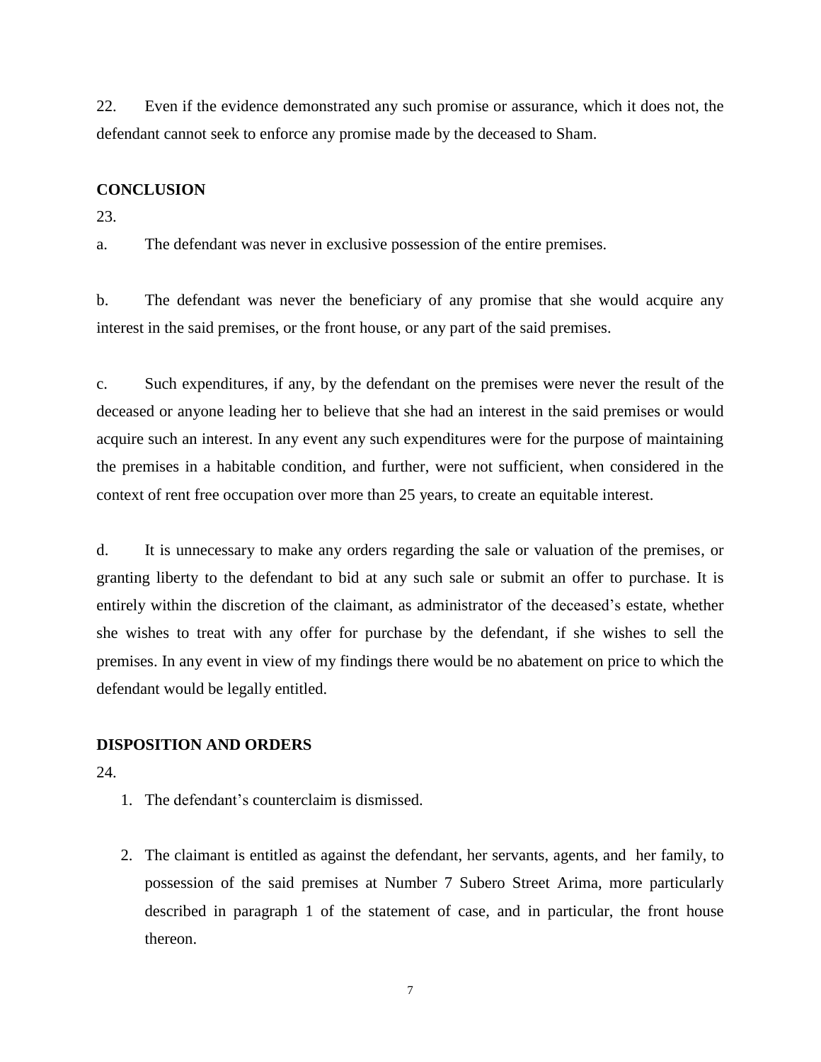22. Even if the evidence demonstrated any such promise or assurance, which it does not, the defendant cannot seek to enforce any promise made by the deceased to Sham.

**CONCLUSION**

23.

a. The defendant was never in exclusive possession of the entire premises.

b. The defendant was never the beneficiary of any promise that she would acquire any interest in the said premises, or the front house, or any part of the said premises.

c. Such expenditures, if any, by the defendant on the premises were never the result of the deceased or anyone leading her to believe that she had an interest in the said premises or would acquire such an interest. In any event any such expenditures were for the purpose of maintaining the premises in a habitable condition, and further, were not sufficient, when considered in the context of rent free occupation over more than 25 years, to create an equitable interest.

d. It is unnecessary to make any orders regarding the sale or valuation of the premises, or granting liberty to the defendant to bid at any such sale or submit an offer to purchase. It is entirely within the discretion of the claimant, as administrator of the deceased's estate, whether she wishes to treat with any offer for purchase by the defendant, if she wishes to sell the premises. In any event in view of my findings there would be no abatement on price to which the defendant would be legally entitled.

**DISPOSITION AND ORDERS**

24.

1. The defendant's counterclaim is dismissed.

2. The claimant is entitled as against the defendant, her servants, agents, and her family, to possession of the said premises at Number 7 Subero Street Arima, more particularly described in paragraph 1 of the statement of case, and in particular, the front house thereon.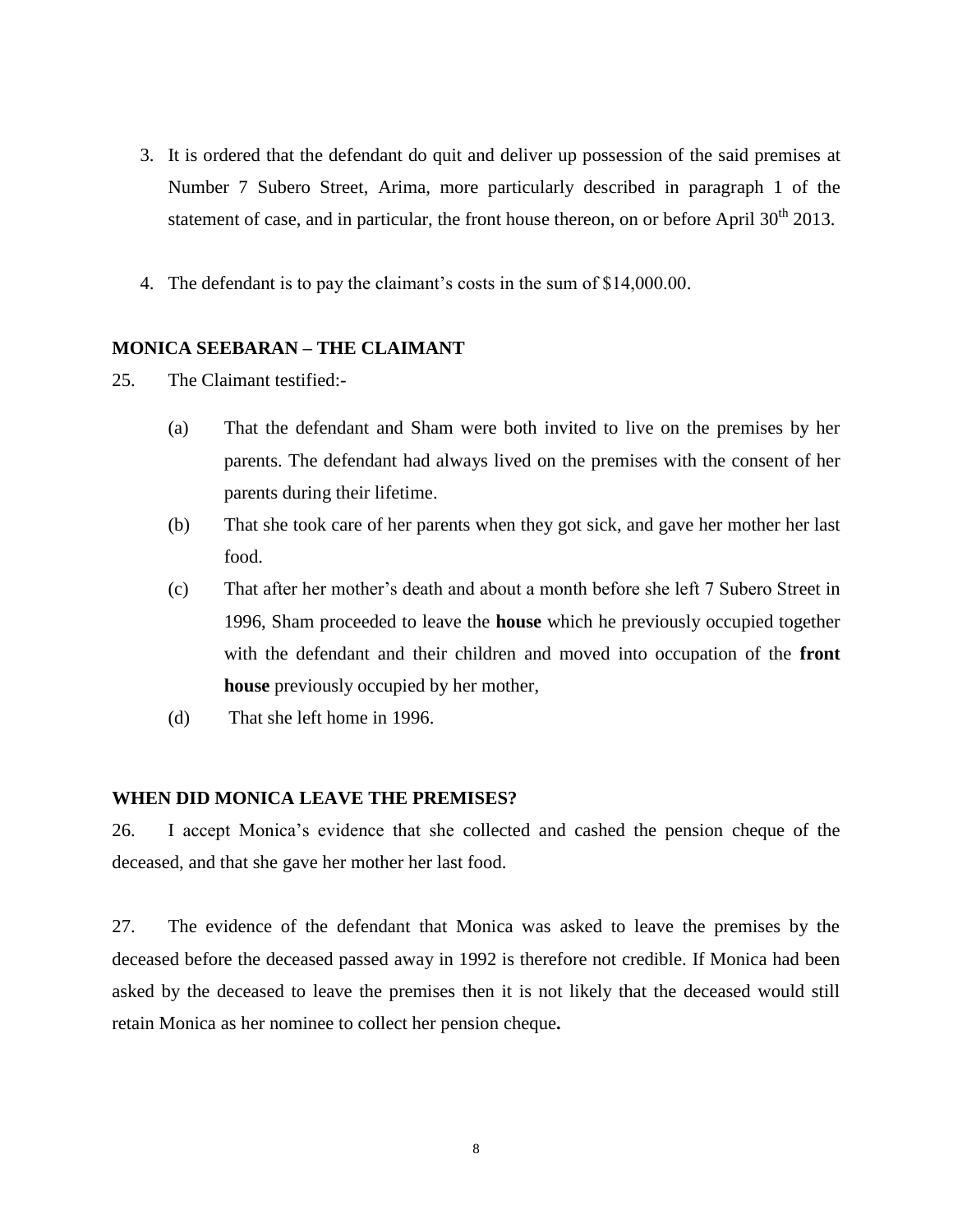3. It is ordered that the defendant do quit and deliver up possession of the said premises at Number 7 Subero Street, Arima, more particularly described in paragraph 1 of the statement of case, and in particular, the front house thereon, on or before April 30th 2013.

4. The defendant is to pay the claimant's costs in the sum of $14,000.00.

**MONICA SEEBARAN – THE CLAIMANT**

25. The Claimant testified:-

(a) That the defendant and Sham were both invited to live on the premises by her parents. The defendant had always lived on the premises with the consent of her parents during their lifetime.

(b) That she took care of her parents when they got sick, and gave her mother her last food.

(c) That after her mother's death and about a month before she left 7 Subero Street in 1996, Sham proceeded to leave the **house** which he previously occupied together with the defendant and their children and moved into occupation of the **front house** previously occupied by her mother,

(d) That she left home in 1996.

**WHEN DID MONICA LEAVE THE PREMISES?**

26. I accept Monica's evidence that she collected and cashed the pension cheque of the deceased, and that she gave her mother her last food.

27. The evidence of the defendant that Monica was asked to leave the premises by the deceased before the deceased passed away in 1992 is therefore not credible. If Monica had been asked by the deceased to leave the premises then it is not likely that the deceased would still retain Monica as her nominee to collect her pension cheque**.**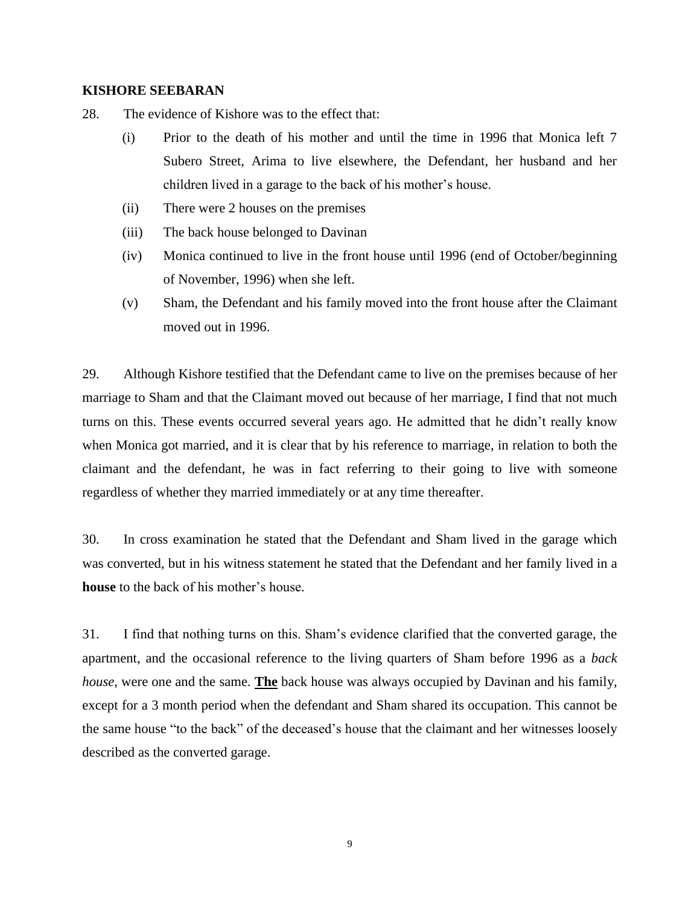**KISHORE SEEBARAN**

28. The evidence of Kishore was to the effect that:

   (i) Prior to the death of his mother and until the time in 1996 that Monica left 7 Subero Street, Arima to live elsewhere, the Defendant, her husband and her children lived in a garage to the back of his mother's house.

   (ii) There were 2 houses on the premises

   (iii) The back house belonged to Davinan

   (iv) Monica continued to live in the front house until 1996 (end of October/beginning of November, 1996) when she left.

   (v) Sham, the Defendant and his family moved into the front house after the Claimant moved out in 1996.

29. Although Kishore testified that the Defendant came to live on the premises because of her marriage to Sham and that the Claimant moved out because of her marriage, I find that not much turns on this. These events occurred several years ago. He admitted that he didn't really know when Monica got married, and it is clear that by his reference to marriage, in relation to both the claimant and the defendant, he was in fact referring to their going to live with someone regardless of whether they married immediately or at any time thereafter.

30. In cross examination he stated that the Defendant and Sham lived in the garage which was converted, but in his witness statement he stated that the Defendant and her family lived in a **house** to the back of his mother's house.

31. I find that nothing turns on this. Sham's evidence clarified that the converted garage, the apartment, and the occasional reference to the living quarters of Sham before 1996 as a *back house*, were one and the same. <u>**The**</u> back house was always occupied by Davinan and his family, except for a 3 month period when the defendant and Sham shared its occupation. This cannot be the same house "to the back" of the deceased's house that the claimant and her witnesses loosely described as the converted garage.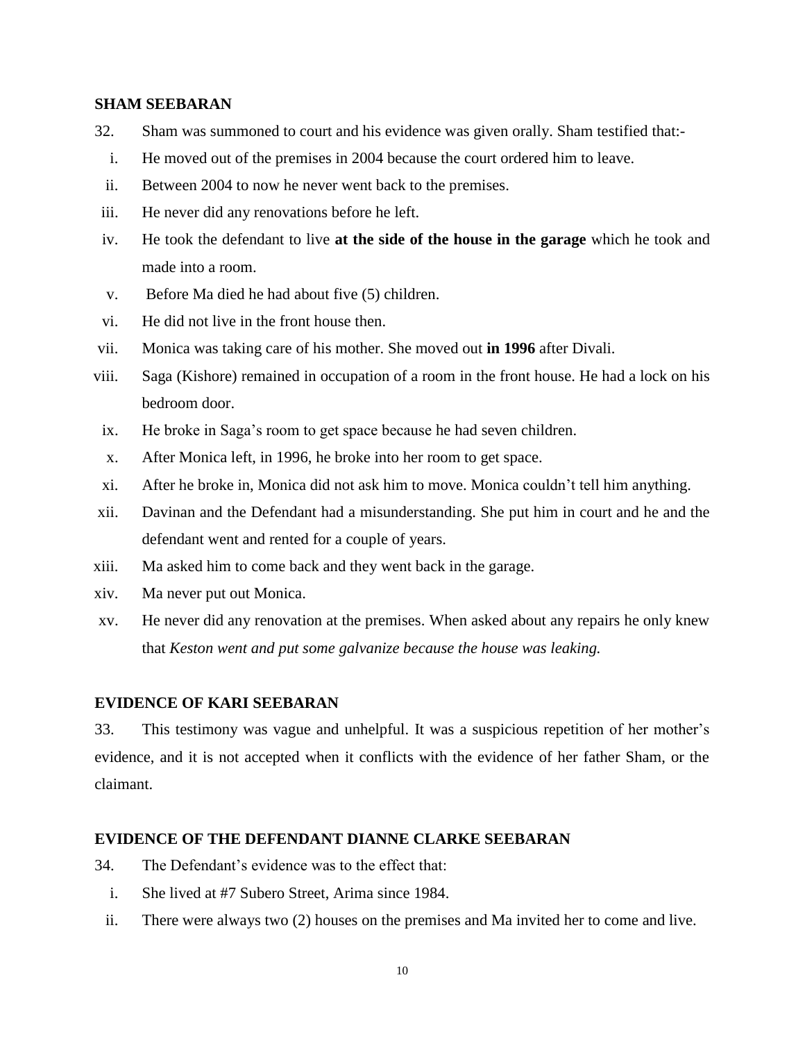### SHAM SEEBARAN

32. Sham was summoned to court and his evidence was given orally. Sham testified that:-

   i. He moved out of the premises in 2004 because the court ordered him to leave.
   ii. Between 2004 to now he never went back to the premises.
   iii. He never did any renovations before he left.
   iv. He took the defendant to live **at the side of the house in the garage** which he took and made into a room.
   v. Before Ma died he had about five (5) children.
   vi. He did not live in the front house then.
   vii. Monica was taking care of his mother. She moved out **in 1996** after Divali.
   viii. Saga (Kishore) remained in occupation of a room in the front house. He had a lock on his bedroom door.
   ix. He broke in Saga's room to get space because he had seven children.
   x. After Monica left, in 1996, he broke into her room to get space.
   xi. After he broke in, Monica did not ask him to move. Monica couldn't tell him anything.
   xii. Davinan and the Defendant had a misunderstanding. She put him in court and he and the defendant went and rented for a couple of years.
   xiii. Ma asked him to come back and they went back in the garage.
   xiv. Ma never put out Monica.
   xv. He never did any renovation at the premises. When asked about any repairs he only knew that *Keston went and put some galvanize because the house was leaking.*

### EVIDENCE OF KARI SEEBARAN

33. This testimony was vague and unhelpful. It was a suspicious repetition of her mother's evidence, and it is not accepted when it conflicts with the evidence of her father Sham, or the claimant.

### EVIDENCE OF THE DEFENDANT DIANNE CLARKE SEEBARAN

34. The Defendant's evidence was to the effect that:

   i. She lived at #7 Subero Street, Arima since 1984.
   ii. There were always two (2) houses on the premises and Ma invited her to come and live.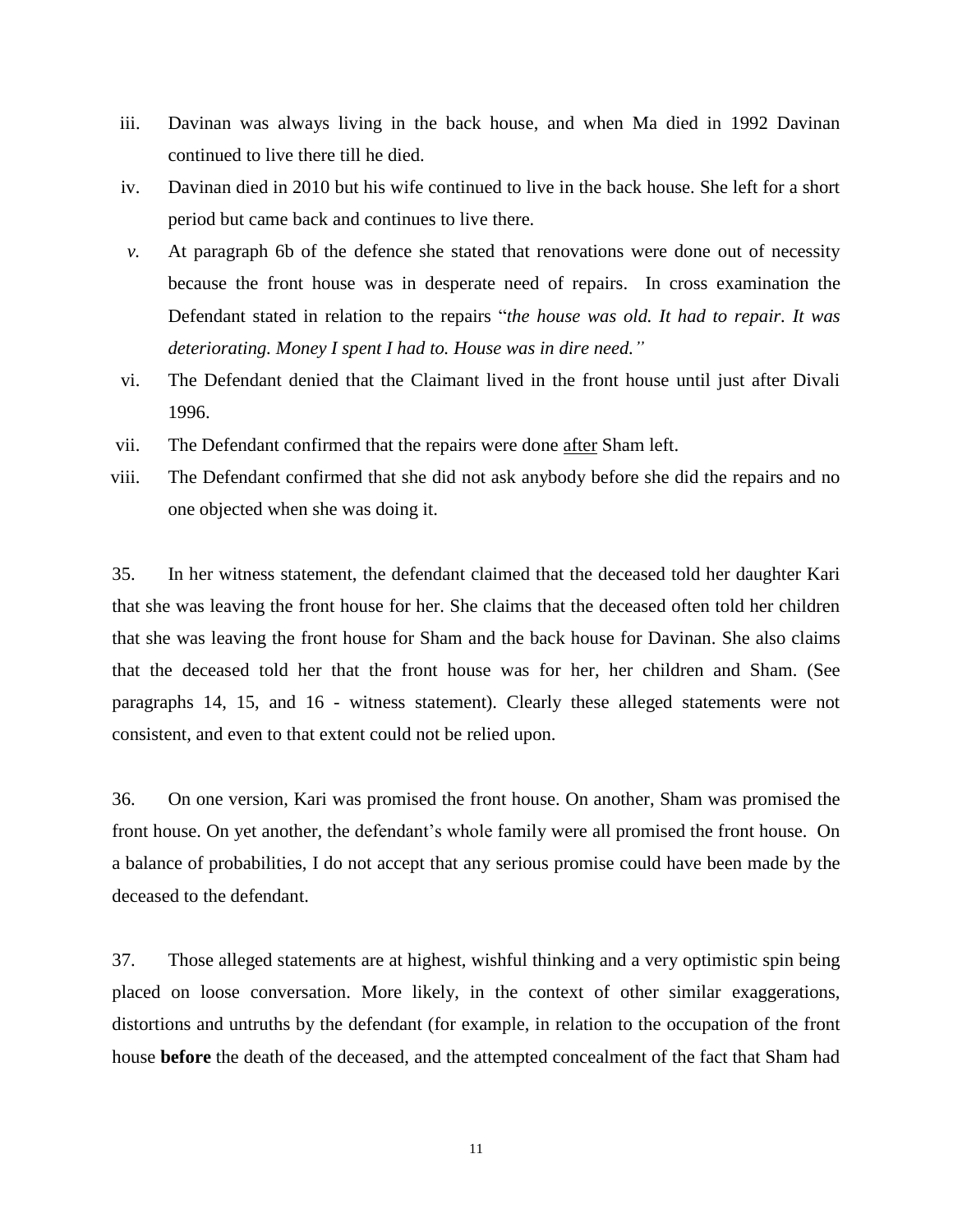iii. Davinan was always living in the back house, and when Ma died in 1992 Davinan continued to live there till he died.

iv. Davinan died in 2010 but his wife continued to live in the back house. She left for a short period but came back and continues to live there.

*v.* At paragraph 6b of the defence she stated that renovations were done out of necessity because the front house was in desperate need of repairs. In cross examination the Defendant stated in relation to the repairs "*the house was old. It had to repair. It was deteriorating. Money I spent I had to. House was in dire need.*"

vi. The Defendant denied that the Claimant lived in the front house until just after Divali 1996.

vii. The Defendant confirmed that the repairs were done <u>after</u> Sham left.

viii. The Defendant confirmed that she did not ask anybody before she did the repairs and no one objected when she was doing it.

35. In her witness statement, the defendant claimed that the deceased told her daughter Kari that she was leaving the front house for her. She claims that the deceased often told her children that she was leaving the front house for Sham and the back house for Davinan. She also claims that the deceased told her that the front house was for her, her children and Sham. (See paragraphs 14, 15, and 16 - witness statement). Clearly these alleged statements were not consistent, and even to that extent could not be relied upon.

36. On one version, Kari was promised the front house. On another, Sham was promised the front house. On yet another, the defendant's whole family were all promised the front house. On a balance of probabilities, I do not accept that any serious promise could have been made by the deceased to the defendant.

37. Those alleged statements are at highest, wishful thinking and a very optimistic spin being placed on loose conversation. More likely, in the context of other similar exaggerations, distortions and untruths by the defendant (for example, in relation to the occupation of the front house **before** the death of the deceased, and the attempted concealment of the fact that Sham had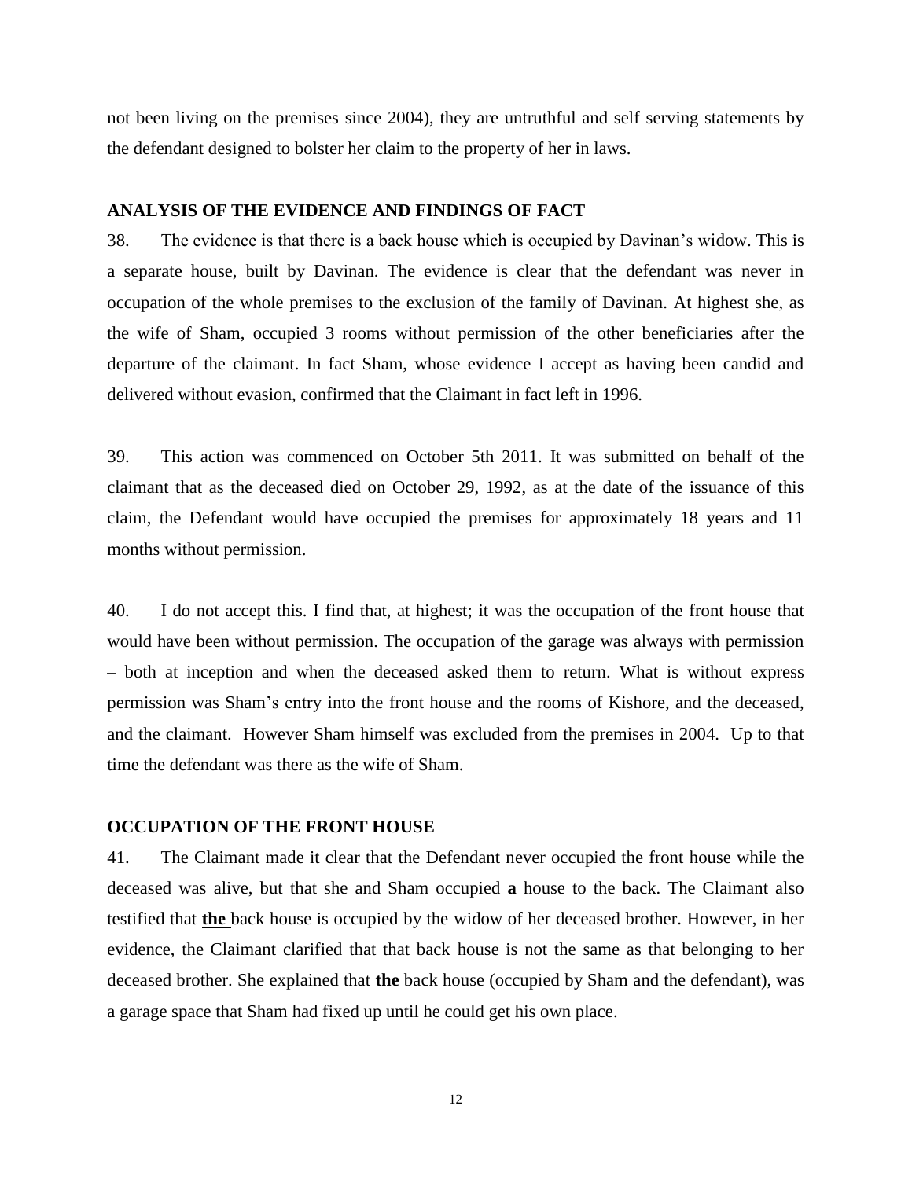not been living on the premises since 2004), they are untruthful and self serving statements by the defendant designed to bolster her claim to the property of her in laws.

## ANALYSIS OF THE EVIDENCE AND FINDINGS OF FACT

38. The evidence is that there is a back house which is occupied by Davinan's widow. This is a separate house, built by Davinan. The evidence is clear that the defendant was never in occupation of the whole premises to the exclusion of the family of Davinan. At highest she, as the wife of Sham, occupied 3 rooms without permission of the other beneficiaries after the departure of the claimant. In fact Sham, whose evidence I accept as having been candid and delivered without evasion, confirmed that the Claimant in fact left in 1996.

39. This action was commenced on October 5th 2011. It was submitted on behalf of the claimant that as the deceased died on October 29, 1992, as at the date of the issuance of this claim, the Defendant would have occupied the premises for approximately 18 years and 11 months without permission.

40. I do not accept this. I find that, at highest; it was the occupation of the front house that would have been without permission. The occupation of the garage was always with permission – both at inception and when the deceased asked them to return. What is without express permission was Sham's entry into the front house and the rooms of Kishore, and the deceased, and the claimant. However Sham himself was excluded from the premises in 2004. Up to that time the defendant was there as the wife of Sham.

## OCCUPATION OF THE FRONT HOUSE

41. The Claimant made it clear that the Defendant never occupied the front house while the deceased was alive, but that she and Sham occupied **a** house to the back. The Claimant also testified that <u>**the**</u> back house is occupied by the widow of her deceased brother. However, in her evidence, the Claimant clarified that that back house is not the same as that belonging to her deceased brother. She explained that **the** back house (occupied by Sham and the defendant), was a garage space that Sham had fixed up until he could get his own place.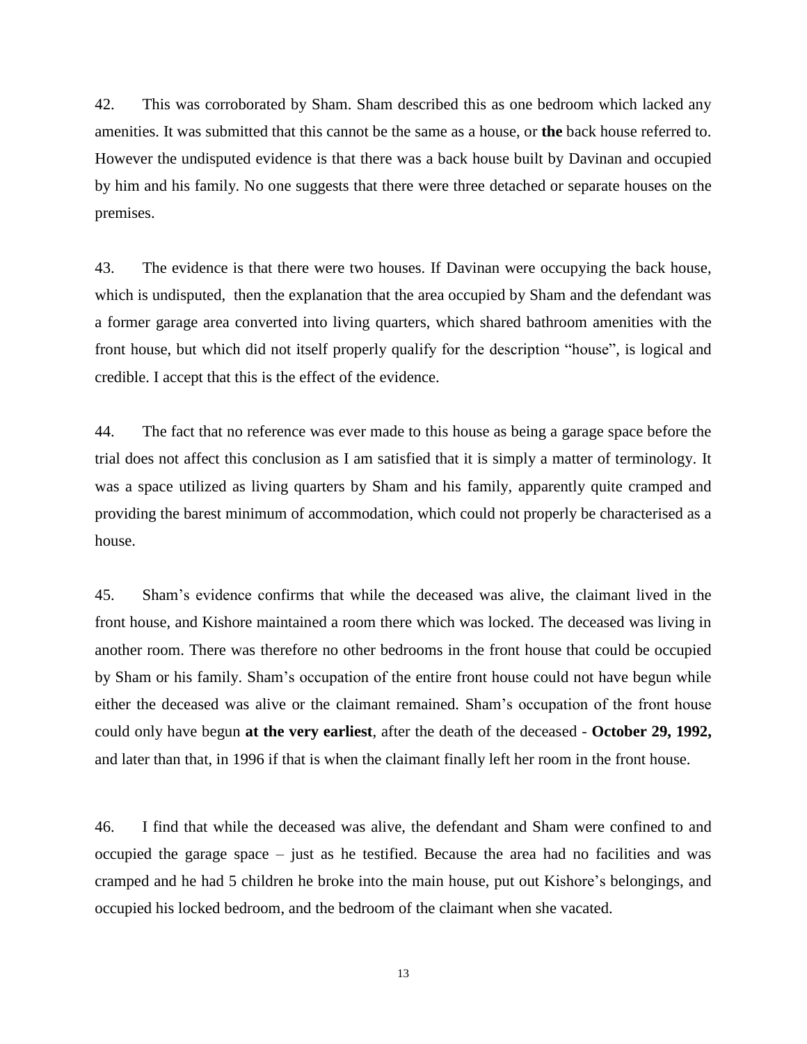42. This was corroborated by Sham. Sham described this as one bedroom which lacked any amenities. It was submitted that this cannot be the same as a house, or **the** back house referred to. However the undisputed evidence is that there was a back house built by Davinan and occupied by him and his family. No one suggests that there were three detached or separate houses on the premises.

43. The evidence is that there were two houses. If Davinan were occupying the back house, which is undisputed, then the explanation that the area occupied by Sham and the defendant was a former garage area converted into living quarters, which shared bathroom amenities with the front house, but which did not itself properly qualify for the description "house", is logical and credible. I accept that this is the effect of the evidence.

44. The fact that no reference was ever made to this house as being a garage space before the trial does not affect this conclusion as I am satisfied that it is simply a matter of terminology. It was a space utilized as living quarters by Sham and his family, apparently quite cramped and providing the barest minimum of accommodation, which could not properly be characterised as a house.

45. Sham's evidence confirms that while the deceased was alive, the claimant lived in the front house, and Kishore maintained a room there which was locked. The deceased was living in another room. There was therefore no other bedrooms in the front house that could be occupied by Sham or his family. Sham's occupation of the entire front house could not have begun while either the deceased was alive or the claimant remained. Sham's occupation of the front house could only have begun **at the very earliest**, after the death of the deceased - **October 29, 1992,** and later than that, in 1996 if that is when the claimant finally left her room in the front house.

46. I find that while the deceased was alive, the defendant and Sham were confined to and occupied the garage space – just as he testified. Because the area had no facilities and was cramped and he had 5 children he broke into the main house, put out Kishore's belongings, and occupied his locked bedroom, and the bedroom of the claimant when she vacated.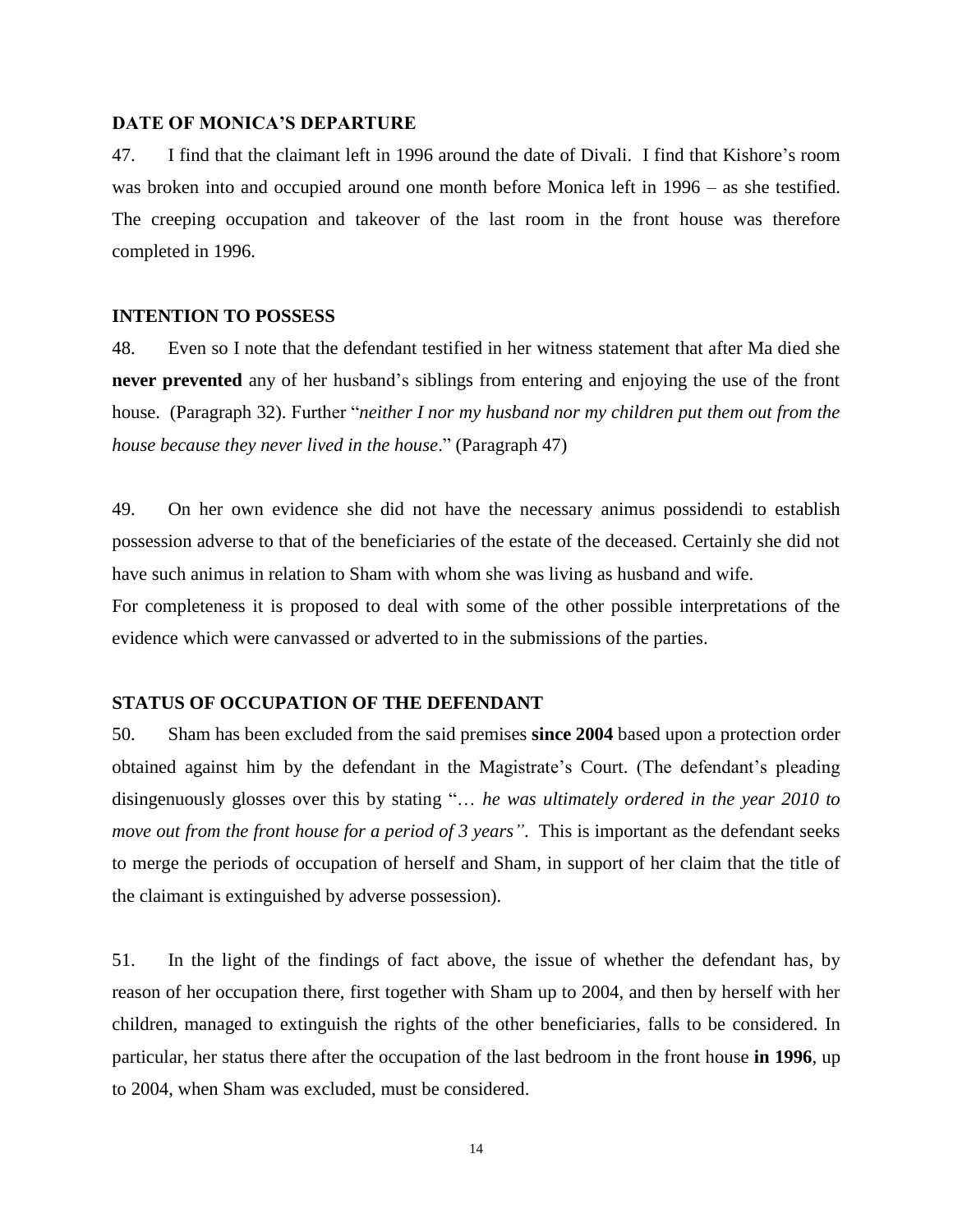### DATE OF MONICA'S DEPARTURE

47. I find that the claimant left in 1996 around the date of Divali. I find that Kishore's room was broken into and occupied around one month before Monica left in 1996 – as she testified. The creeping occupation and takeover of the last room in the front house was therefore completed in 1996.

### INTENTION TO POSSESS

48. Even so I note that the defendant testified in her witness statement that after Ma died she **never prevented** any of her husband's siblings from entering and enjoying the use of the front house. (Paragraph 32). Further "*neither I nor my husband nor my children put them out from the house because they never lived in the house*." (Paragraph 47)

49. On her own evidence she did not have the necessary animus possidendi to establish possession adverse to that of the beneficiaries of the estate of the deceased. Certainly she did not have such animus in relation to Sham with whom she was living as husband and wife.

For completeness it is proposed to deal with some of the other possible interpretations of the evidence which were canvassed or adverted to in the submissions of the parties.

### STATUS OF OCCUPATION OF THE DEFENDANT

50. Sham has been excluded from the said premises **since 2004** based upon a protection order obtained against him by the defendant in the Magistrate's Court. (The defendant's pleading disingenuously glosses over this by stating "*… he was ultimately ordered in the year 2010 to move out from the front house for a period of 3 years"*. This is important as the defendant seeks to merge the periods of occupation of herself and Sham, in support of her claim that the title of the claimant is extinguished by adverse possession).

51. In the light of the findings of fact above, the issue of whether the defendant has, by reason of her occupation there, first together with Sham up to 2004, and then by herself with her children, managed to extinguish the rights of the other beneficiaries, falls to be considered. In particular, her status there after the occupation of the last bedroom in the front house **in 1996**, up to 2004, when Sham was excluded, must be considered.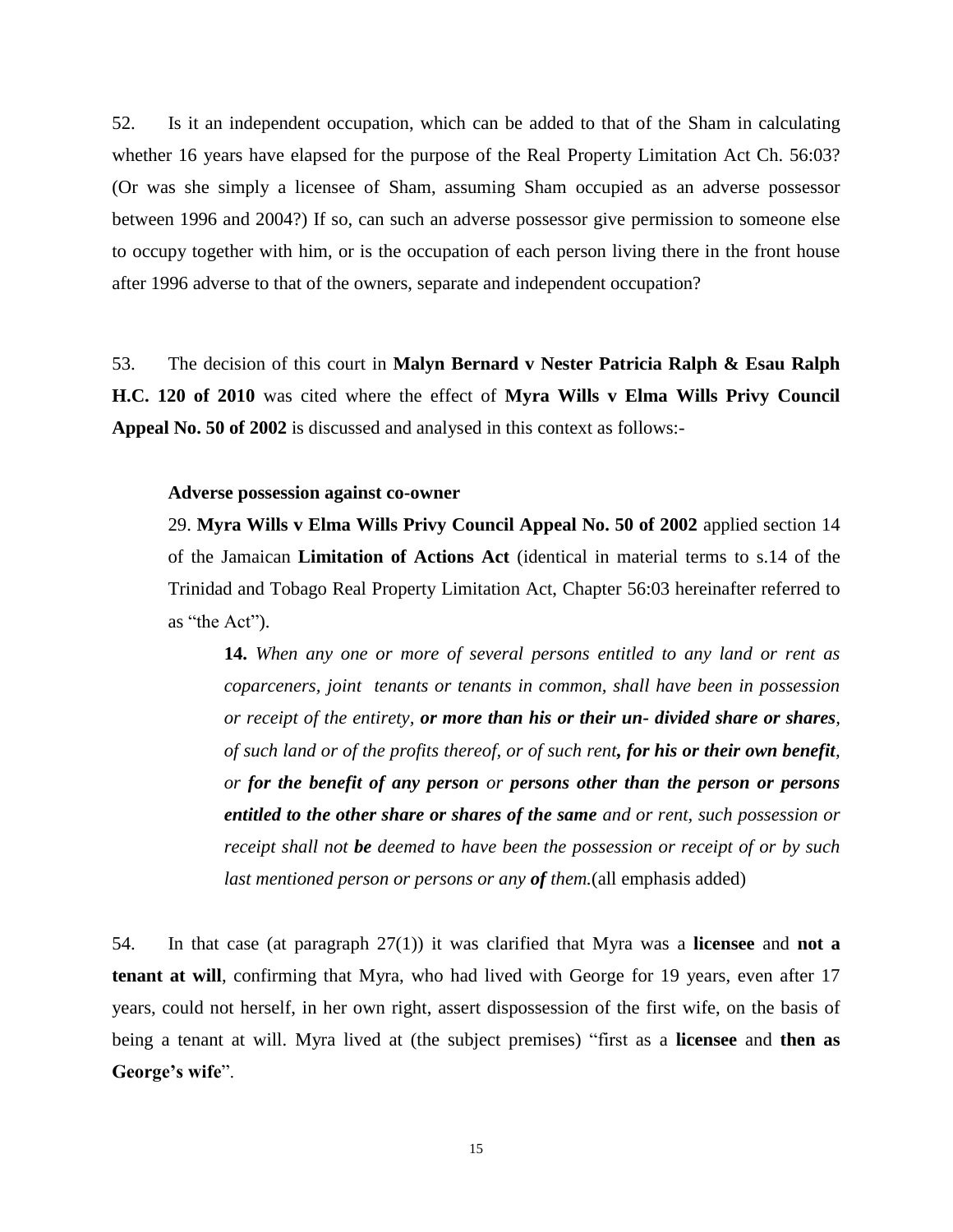52. Is it an independent occupation, which can be added to that of the Sham in calculating whether 16 years have elapsed for the purpose of the Real Property Limitation Act Ch. 56:03? (Or was she simply a licensee of Sham, assuming Sham occupied as an adverse possessor between 1996 and 2004?) If so, can such an adverse possessor give permission to someone else to occupy together with him, or is the occupation of each person living there in the front house after 1996 adverse to that of the owners, separate and independent occupation?

53. The decision of this court in **Malyn Bernard v Nester Patricia Ralph & Esau Ralph H.C. 120 of 2010** was cited where the effect of **Myra Wills v Elma Wills Privy Council Appeal No. 50 of 2002** is discussed and analysed in this context as follows:-

> **Adverse possession against co-owner**
>
> 29. **Myra Wills v Elma Wills Privy Council Appeal No. 50 of 2002** applied section 14 of the Jamaican **Limitation of Actions Act** (identical in material terms to s.14 of the Trinidad and Tobago Real Property Limitation Act, Chapter 56:03 hereinafter referred to as "the Act").
>
> > **14.** *When any one or more of several persons entitled to any land or rent as coparceners, joint tenants or tenants in common, shall have been in possession or receipt of the entirety,* ***or more than his or their un- divided share or shares****, of such land or of the profits thereof, or of such rent****, for his or their own benefit****, or* ***for the benefit of any person*** *or* ***persons other than the person or persons entitled to the other share or shares of the same*** *and or rent, such possession or receipt shall not* ***be*** *deemed to have been the possession or receipt of or by such last mentioned person or persons or any* ***of*** *them.*(all emphasis added)

54. In that case (at paragraph 27(1)) it was clarified that Myra was a **licensee** and **not a tenant at will**, confirming that Myra, who had lived with George for 19 years, even after 17 years, could not herself, in her own right, assert dispossession of the first wife, on the basis of being a tenant at will. Myra lived at (the subject premises) "first as a **licensee** and **then as George's wife**".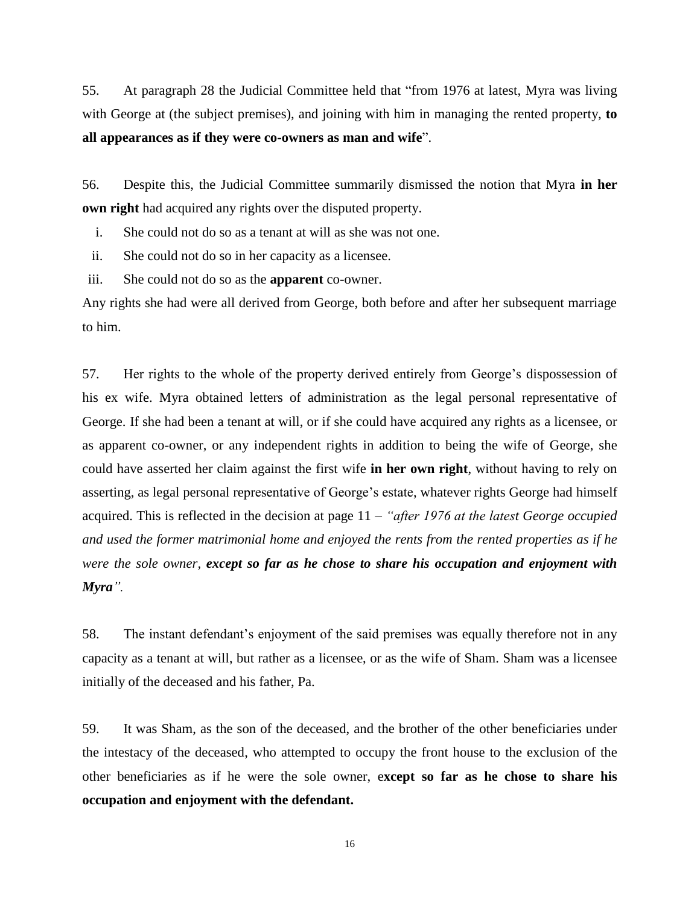55. At paragraph 28 the Judicial Committee held that "from 1976 at latest, Myra was living with George at (the subject premises), and joining with him in managing the rented property, **to all appearances as if they were co-owners as man and wife**".

56. Despite this, the Judicial Committee summarily dismissed the notion that Myra **in her own right** had acquired any rights over the disputed property.

i. She could not do so as a tenant at will as she was not one.
ii. She could not do so in her capacity as a licensee.
iii. She could not do so as the **apparent** co-owner.

Any rights she had were all derived from George, both before and after her subsequent marriage to him.

57. Her rights to the whole of the property derived entirely from George's dispossession of his ex wife. Myra obtained letters of administration as the legal personal representative of George. If she had been a tenant at will, or if she could have acquired any rights as a licensee, or as apparent co-owner, or any independent rights in addition to being the wife of George, she could have asserted her claim against the first wife **in her own right**, without having to rely on asserting, as legal personal representative of George's estate, whatever rights George had himself acquired. This is reflected in the decision at page 11 – *"after 1976 at the latest George occupied and used the former matrimonial home and enjoyed the rents from the rented properties as if he were the sole owner, **except so far as he chose to share his occupation and enjoyment with Myra**".*

58. The instant defendant's enjoyment of the said premises was equally therefore not in any capacity as a tenant at will, but rather as a licensee, or as the wife of Sham. Sham was a licensee initially of the deceased and his father, Pa.

59. It was Sham, as the son of the deceased, and the brother of the other beneficiaries under the intestacy of the deceased, who attempted to occupy the front house to the exclusion of the other beneficiaries as if he were the sole owner, e**xcept so far as he chose to share his occupation and enjoyment with the defendant.**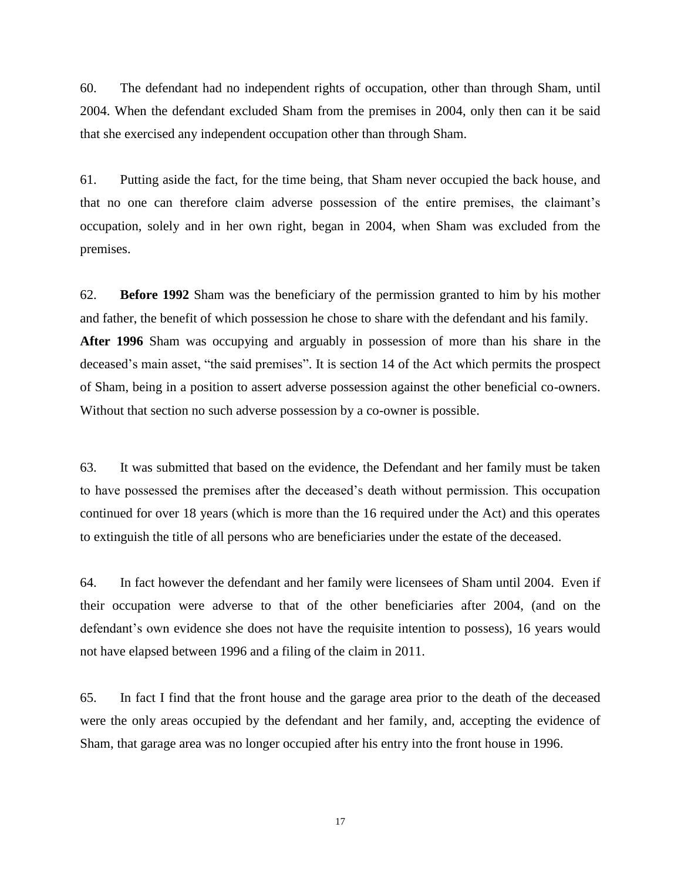60. The defendant had no independent rights of occupation, other than through Sham, until 2004. When the defendant excluded Sham from the premises in 2004, only then can it be said that she exercised any independent occupation other than through Sham.

61. Putting aside the fact, for the time being, that Sham never occupied the back house, and that no one can therefore claim adverse possession of the entire premises, the claimant's occupation, solely and in her own right, began in 2004, when Sham was excluded from the premises.

62. **Before 1992** Sham was the beneficiary of the permission granted to him by his mother and father, the benefit of which possession he chose to share with the defendant and his family. **After 1996** Sham was occupying and arguably in possession of more than his share in the deceased's main asset, "the said premises". It is section 14 of the Act which permits the prospect of Sham, being in a position to assert adverse possession against the other beneficial co-owners. Without that section no such adverse possession by a co-owner is possible.

63. It was submitted that based on the evidence, the Defendant and her family must be taken to have possessed the premises after the deceased's death without permission. This occupation continued for over 18 years (which is more than the 16 required under the Act) and this operates to extinguish the title of all persons who are beneficiaries under the estate of the deceased.

64. In fact however the defendant and her family were licensees of Sham until 2004. Even if their occupation were adverse to that of the other beneficiaries after 2004, (and on the defendant's own evidence she does not have the requisite intention to possess), 16 years would not have elapsed between 1996 and a filing of the claim in 2011.

65. In fact I find that the front house and the garage area prior to the death of the deceased were the only areas occupied by the defendant and her family, and, accepting the evidence of Sham, that garage area was no longer occupied after his entry into the front house in 1996.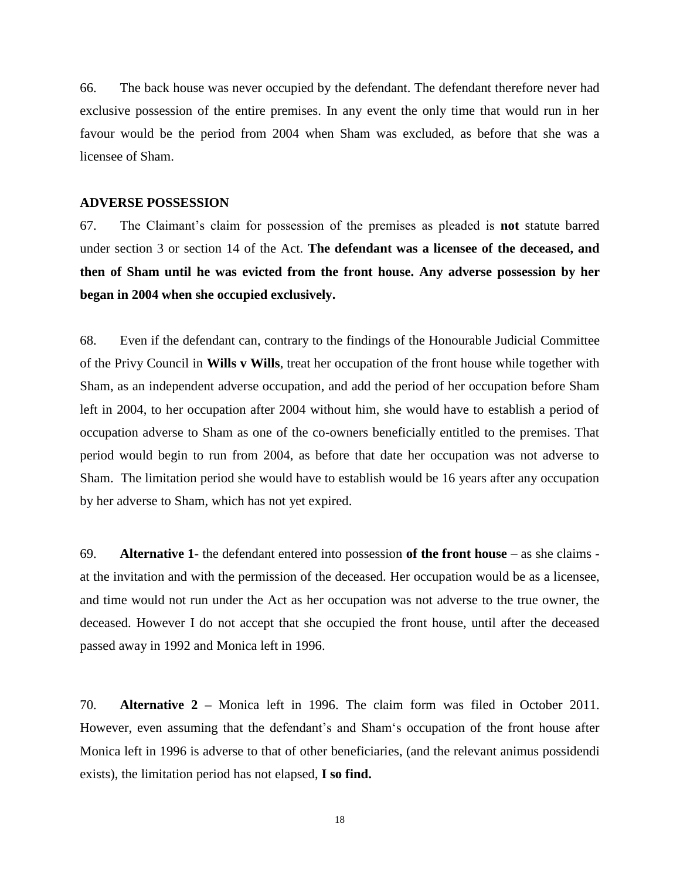66. The back house was never occupied by the defendant. The defendant therefore never had exclusive possession of the entire premises. In any event the only time that would run in her favour would be the period from 2004 when Sham was excluded, as before that she was a licensee of Sham.

**ADVERSE POSSESSION**

67. The Claimant's claim for possession of the premises as pleaded is **not** statute barred under section 3 or section 14 of the Act. **The defendant was a licensee of the deceased, and then of Sham until he was evicted from the front house. Any adverse possession by her began in 2004 when she occupied exclusively.**

68. Even if the defendant can, contrary to the findings of the Honourable Judicial Committee of the Privy Council in **Wills v Wills**, treat her occupation of the front house while together with Sham, as an independent adverse occupation, and add the period of her occupation before Sham left in 2004, to her occupation after 2004 without him, she would have to establish a period of occupation adverse to Sham as one of the co-owners beneficially entitled to the premises. That period would begin to run from 2004, as before that date her occupation was not adverse to Sham. The limitation period she would have to establish would be 16 years after any occupation by her adverse to Sham, which has not yet expired.

69. **Alternative 1**- the defendant entered into possession **of the front house** – as she claims - at the invitation and with the permission of the deceased. Her occupation would be as a licensee, and time would not run under the Act as her occupation was not adverse to the true owner, the deceased. However I do not accept that she occupied the front house, until after the deceased passed away in 1992 and Monica left in 1996.

70. **Alternative 2 –** Monica left in 1996. The claim form was filed in October 2011. However, even assuming that the defendant's and Sham's occupation of the front house after Monica left in 1996 is adverse to that of other beneficiaries, (and the relevant animus possidendi exists), the limitation period has not elapsed, **I so find.**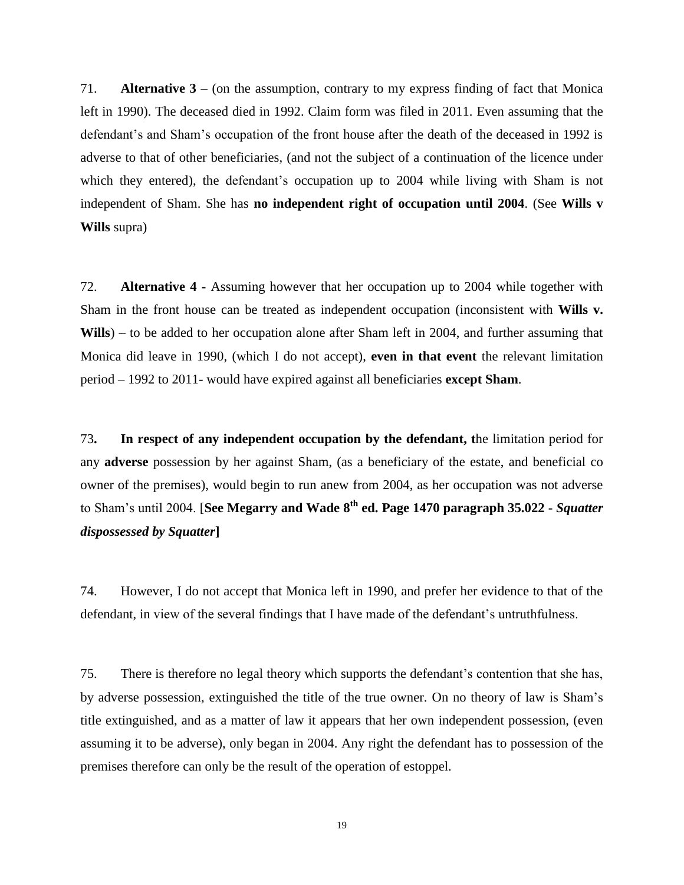71. **Alternative 3** – (on the assumption, contrary to my express finding of fact that Monica left in 1990). The deceased died in 1992. Claim form was filed in 2011. Even assuming that the defendant's and Sham's occupation of the front house after the death of the deceased in 1992 is adverse to that of other beneficiaries, (and not the subject of a continuation of the licence under which they entered), the defendant's occupation up to 2004 while living with Sham is not independent of Sham. She has **no independent right of occupation until 2004**. (See **Wills v Wills** supra)

72. **Alternative 4 -** Assuming however that her occupation up to 2004 while together with Sham in the front house can be treated as independent occupation (inconsistent with **Wills v. Wills**) – to be added to her occupation alone after Sham left in 2004, and further assuming that Monica did leave in 1990, (which I do not accept), **even in that event** the relevant limitation period – 1992 to 2011- would have expired against all beneficiaries **except Sham**.

73**. In respect of any independent occupation by the defendant, t**he limitation period for any **adverse** possession by her against Sham, (as a beneficiary of the estate, and beneficial co owner of the premises), would begin to run anew from 2004, as her occupation was not adverse to Sham's until 2004. [**See Megarry and Wade 8th ed. Page 1470 paragraph 35.022 -** ***Squatter dispossessed by Squatter*****]**

74. However, I do not accept that Monica left in 1990, and prefer her evidence to that of the defendant, in view of the several findings that I have made of the defendant's untruthfulness.

75. There is therefore no legal theory which supports the defendant's contention that she has, by adverse possession, extinguished the title of the true owner. On no theory of law is Sham's title extinguished, and as a matter of law it appears that her own independent possession, (even assuming it to be adverse), only began in 2004. Any right the defendant has to possession of the premises therefore can only be the result of the operation of estoppel.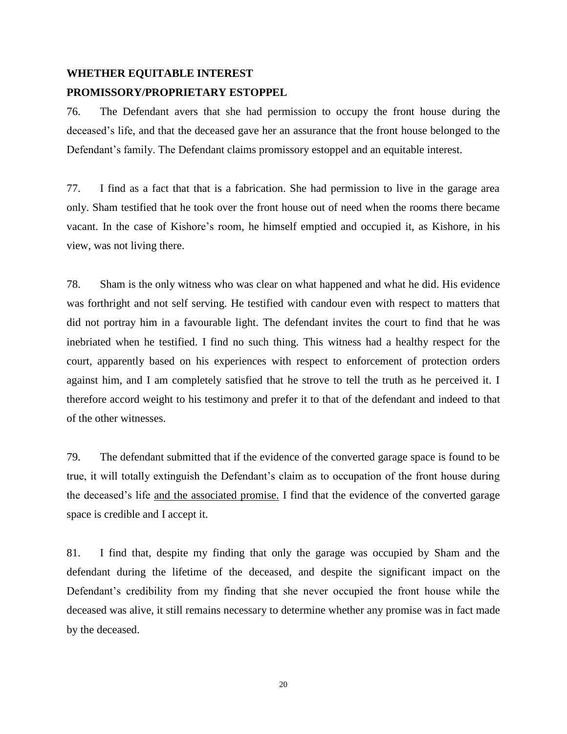**WHETHER EQUITABLE INTEREST**

**PROMISSORY/PROPRIETARY ESTOPPEL**

76. The Defendant avers that she had permission to occupy the front house during the deceased's life, and that the deceased gave her an assurance that the front house belonged to the Defendant's family. The Defendant claims promissory estoppel and an equitable interest.

77. I find as a fact that that is a fabrication. She had permission to live in the garage area only. Sham testified that he took over the front house out of need when the rooms there became vacant. In the case of Kishore's room, he himself emptied and occupied it, as Kishore, in his view, was not living there.

78. Sham is the only witness who was clear on what happened and what he did. His evidence was forthright and not self serving. He testified with candour even with respect to matters that did not portray him in a favourable light. The defendant invites the court to find that he was inebriated when he testified. I find no such thing. This witness had a healthy respect for the court, apparently based on his experiences with respect to enforcement of protection orders against him, and I am completely satisfied that he strove to tell the truth as he perceived it. I therefore accord weight to his testimony and prefer it to that of the defendant and indeed to that of the other witnesses.

79. The defendant submitted that if the evidence of the converted garage space is found to be true, it will totally extinguish the Defendant's claim as to occupation of the front house during the deceased's life <u>and the associated promise.</u> I find that the evidence of the converted garage space is credible and I accept it.

81. I find that, despite my finding that only the garage was occupied by Sham and the defendant during the lifetime of the deceased, and despite the significant impact on the Defendant's credibility from my finding that she never occupied the front house while the deceased was alive, it still remains necessary to determine whether any promise was in fact made by the deceased.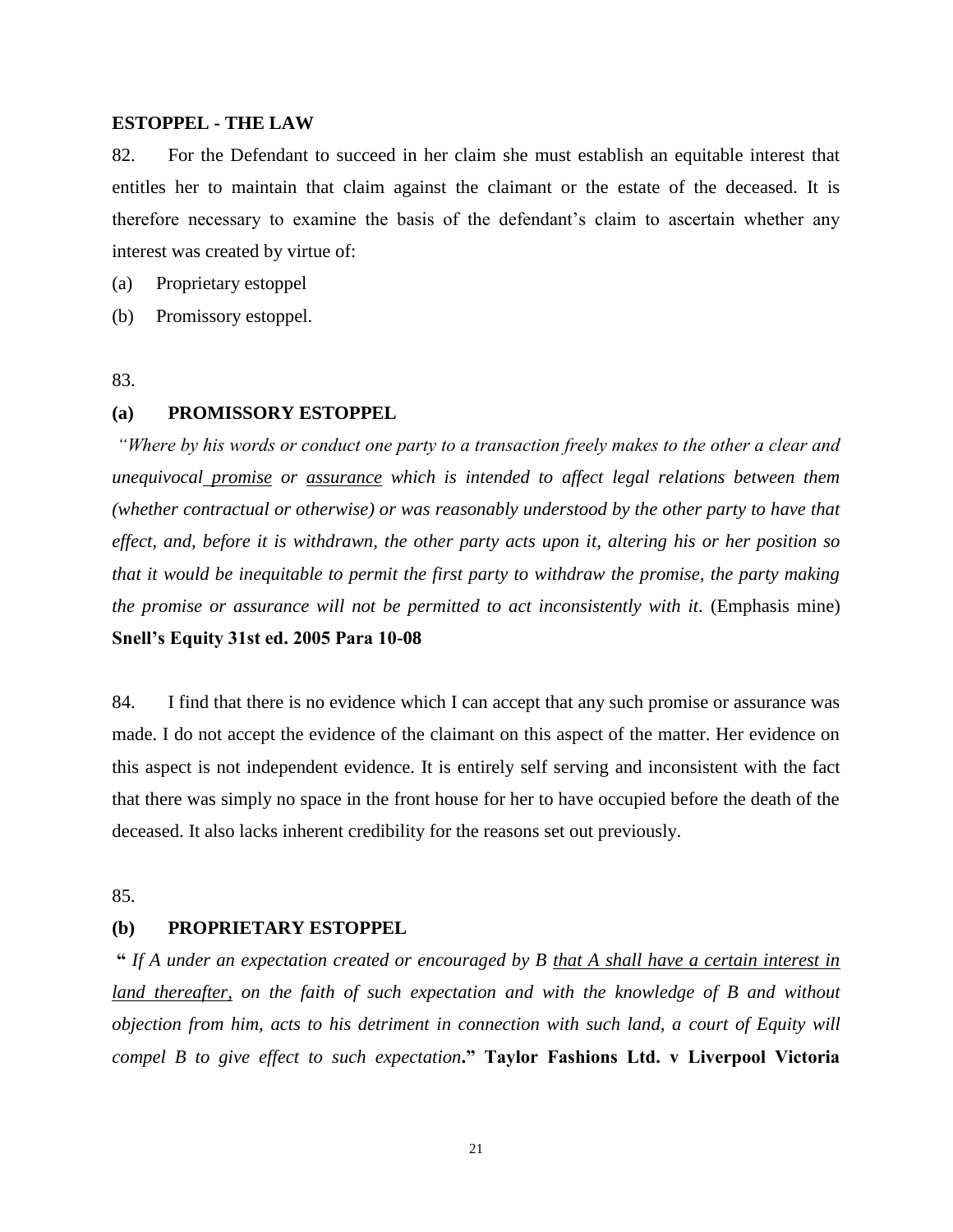**ESTOPPEL - THE LAW**

82. For the Defendant to succeed in her claim she must establish an equitable interest that entitles her to maintain that claim against the claimant or the estate of the deceased. It is therefore necessary to examine the basis of the defendant's claim to ascertain whether any interest was created by virtue of:

(a) Proprietary estoppel

(b) Promissory estoppel.

83.

**(a) PROMISSORY ESTOPPEL**

*"Where by his words or conduct one party to a transaction freely makes to the other a clear and unequivocal <u>promise</u> or <u>assurance</u> which is intended to affect legal relations between them (whether contractual or otherwise) or was reasonably understood by the other party to have that effect, and, before it is withdrawn, the other party acts upon it, altering his or her position so that it would be inequitable to permit the first party to withdraw the promise, the party making the promise or assurance will not be permitted to act inconsistently with it.* (Emphasis mine) **Snell's Equity 31st ed. 2005 Para 10-08**

84. I find that there is no evidence which I can accept that any such promise or assurance was made. I do not accept the evidence of the claimant on this aspect of the matter. Her evidence on this aspect is not independent evidence. It is entirely self serving and inconsistent with the fact that there was simply no space in the front house for her to have occupied before the death of the deceased. It also lacks inherent credibility for the reasons set out previously.

85.

**(b) PROPRIETARY ESTOPPEL**

**"** *If A under an expectation created or encouraged by B <u>that A shall have a certain interest in land thereafter,</u> on the faith of such expectation and with the knowledge of B and without objection from him, acts to his detriment in connection with such land, a court of Equity will compel B to give effect to such expectation***."** **Taylor Fashions Ltd. v Liverpool Victoria**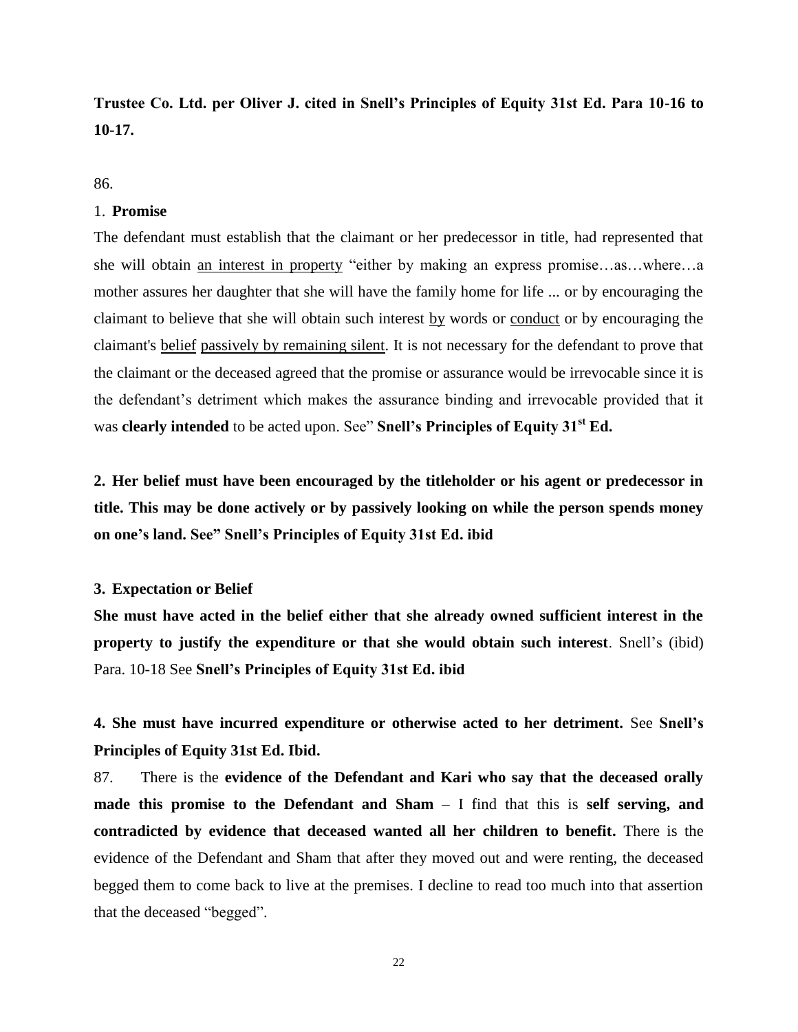**Trustee Co. Ltd. per Oliver J. cited in Snell's Principles of Equity 31st Ed. Para 10-16 to 10-17.**

86.

1. **Promise**

The defendant must establish that the claimant or her predecessor in title, had represented that she will obtain an interest in property "either by making an express promise…as…where…a mother assures her daughter that she will have the family home for life ... or by encouraging the claimant to believe that she will obtain such interest by words or conduct or by encouraging the claimant's belief passively by remaining silent. It is not necessary for the defendant to prove that the claimant or the deceased agreed that the promise or assurance would be irrevocable since it is the defendant's detriment which makes the assurance binding and irrevocable provided that it was **clearly intended** to be acted upon. See" **Snell's Principles of Equity 31st Ed.**

**2. Her belief must have been encouraged by the titleholder or his agent or predecessor in title. This may be done actively or by passively looking on while the person spends money on one's land. See" Snell's Principles of Equity 31st Ed. ibid**

**3. Expectation or Belief**

**She must have acted in the belief either that she already owned sufficient interest in the property to justify the expenditure or that she would obtain such interest**. Snell's (ibid) Para. 10-18 See **Snell's Principles of Equity 31st Ed. ibid**

**4. She must have incurred expenditure or otherwise acted to her detriment.** See **Snell's Principles of Equity 31st Ed. Ibid.**

87. There is the **evidence of the Defendant and Kari who say that the deceased orally made this promise to the Defendant and Sham** – I find that this is **self serving, and contradicted by evidence that deceased wanted all her children to benefit.** There is the evidence of the Defendant and Sham that after they moved out and were renting, the deceased begged them to come back to live at the premises. I decline to read too much into that assertion that the deceased "begged".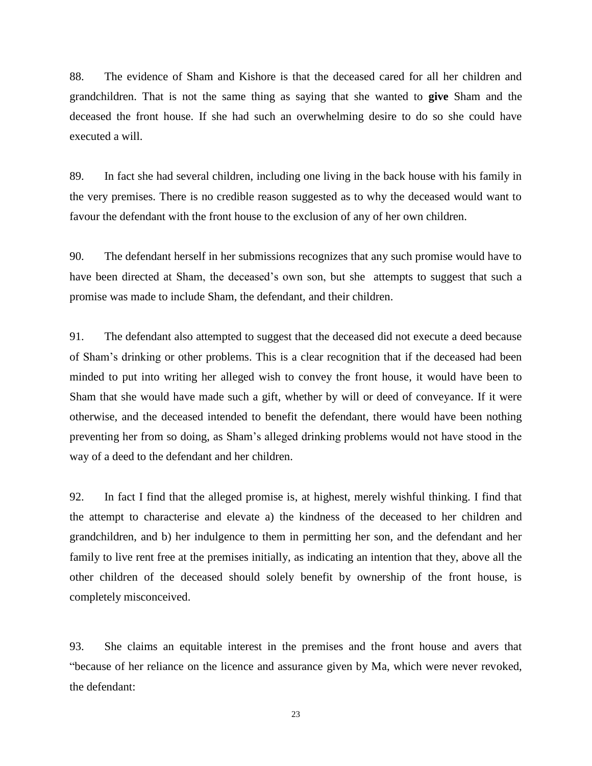88. The evidence of Sham and Kishore is that the deceased cared for all her children and grandchildren. That is not the same thing as saying that she wanted to **give** Sham and the deceased the front house. If she had such an overwhelming desire to do so she could have executed a will.

89. In fact she had several children, including one living in the back house with his family in the very premises. There is no credible reason suggested as to why the deceased would want to favour the defendant with the front house to the exclusion of any of her own children.

90. The defendant herself in her submissions recognizes that any such promise would have to have been directed at Sham, the deceased's own son, but she attempts to suggest that such a promise was made to include Sham, the defendant, and their children.

91. The defendant also attempted to suggest that the deceased did not execute a deed because of Sham's drinking or other problems. This is a clear recognition that if the deceased had been minded to put into writing her alleged wish to convey the front house, it would have been to Sham that she would have made such a gift, whether by will or deed of conveyance. If it were otherwise, and the deceased intended to benefit the defendant, there would have been nothing preventing her from so doing, as Sham's alleged drinking problems would not have stood in the way of a deed to the defendant and her children.

92. In fact I find that the alleged promise is, at highest, merely wishful thinking. I find that the attempt to characterise and elevate a) the kindness of the deceased to her children and grandchildren, and b) her indulgence to them in permitting her son, and the defendant and her family to live rent free at the premises initially, as indicating an intention that they, above all the other children of the deceased should solely benefit by ownership of the front house, is completely misconceived.

93. She claims an equitable interest in the premises and the front house and avers that "because of her reliance on the licence and assurance given by Ma, which were never revoked, the defendant: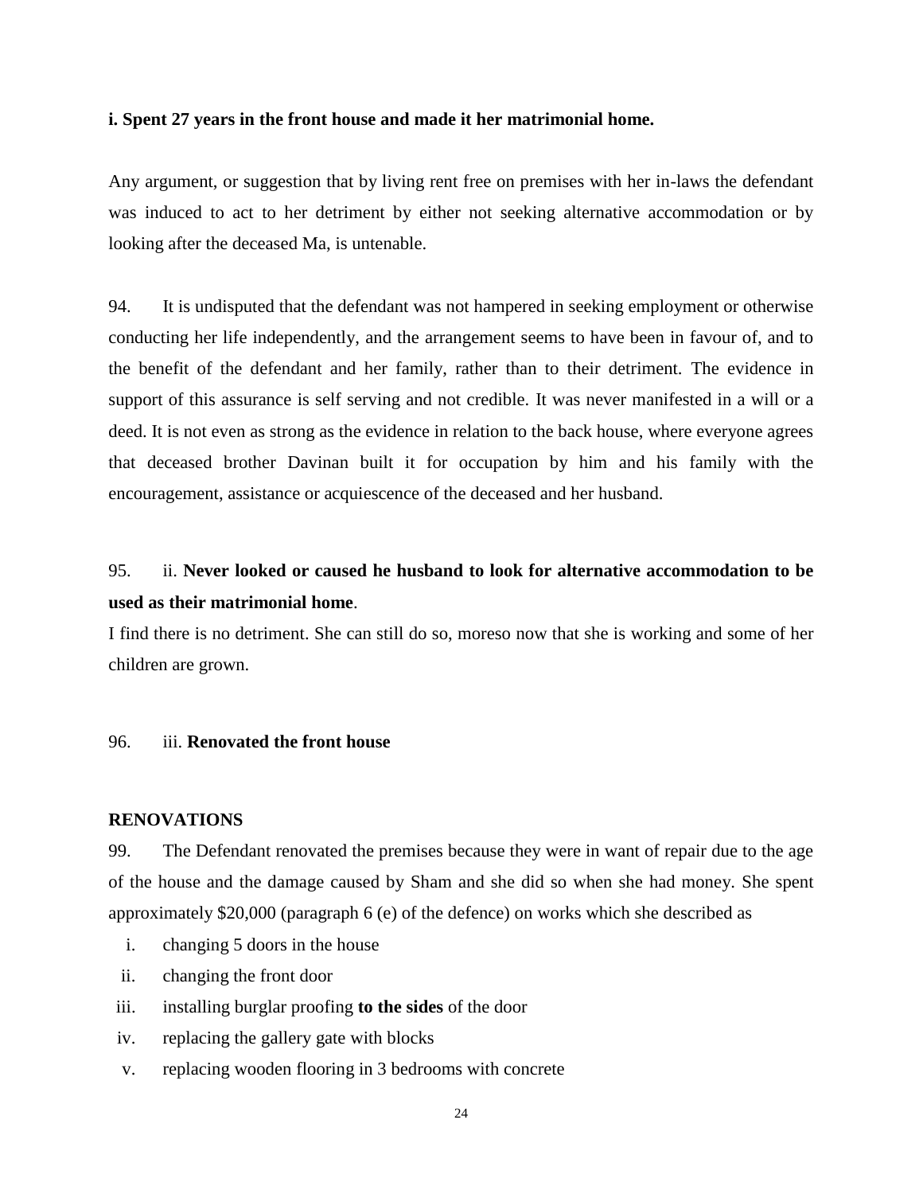**i. Spent 27 years in the front house and made it her matrimonial home.**

Any argument, or suggestion that by living rent free on premises with her in-laws the defendant was induced to act to her detriment by either not seeking alternative accommodation or by looking after the deceased Ma, is untenable.

94. It is undisputed that the defendant was not hampered in seeking employment or otherwise conducting her life independently, and the arrangement seems to have been in favour of, and to the benefit of the defendant and her family, rather than to their detriment. The evidence in support of this assurance is self serving and not credible. It was never manifested in a will or a deed. It is not even as strong as the evidence in relation to the back house, where everyone agrees that deceased brother Davinan built it for occupation by him and his family with the encouragement, assistance or acquiescence of the deceased and her husband.

95. ii. **Never looked or caused he husband to look for alternative accommodation to be used as their matrimonial home**.

I find there is no detriment. She can still do so, moreso now that she is working and some of her children are grown.

96. iii. **Renovated the front house**

**RENOVATIONS**

99. The Defendant renovated the premises because they were in want of repair due to the age of the house and the damage caused by Sham and she did so when she had money. She spent approximately $20,000 (paragraph 6 (e) of the defence) on works which she described as

i. changing 5 doors in the house
ii. changing the front door
iii. installing burglar proofing **to the sides** of the door
iv. replacing the gallery gate with blocks
v. replacing wooden flooring in 3 bedrooms with concrete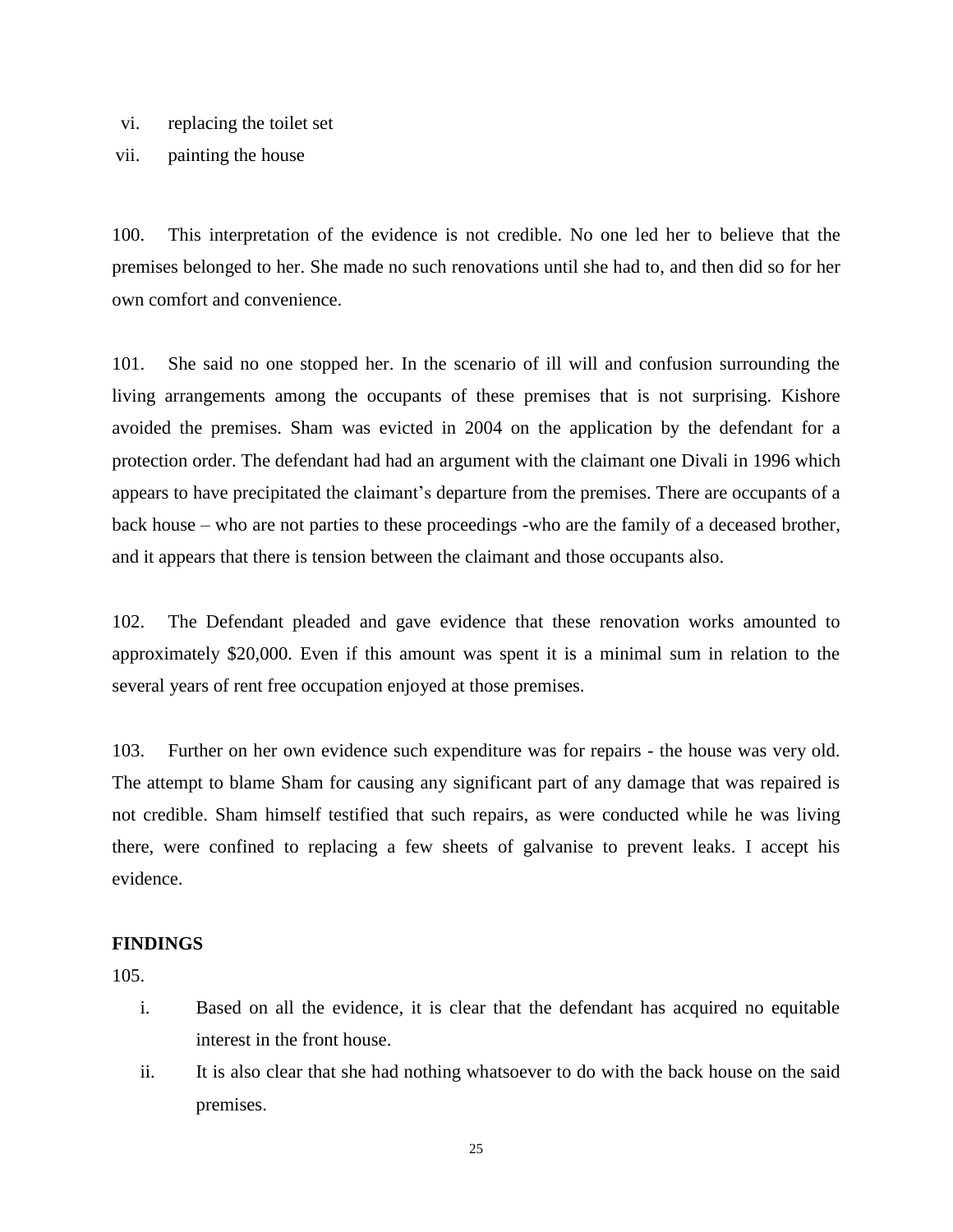vi. replacing the toilet set

vii. painting the house

100. This interpretation of the evidence is not credible. No one led her to believe that the premises belonged to her. She made no such renovations until she had to, and then did so for her own comfort and convenience.

101. She said no one stopped her. In the scenario of ill will and confusion surrounding the living arrangements among the occupants of these premises that is not surprising. Kishore avoided the premises. Sham was evicted in 2004 on the application by the defendant for a protection order. The defendant had had an argument with the claimant one Divali in 1996 which appears to have precipitated the claimant's departure from the premises. There are occupants of a back house – who are not parties to these proceedings -who are the family of a deceased brother, and it appears that there is tension between the claimant and those occupants also.

102. The Defendant pleaded and gave evidence that these renovation works amounted to approximately $20,000. Even if this amount was spent it is a minimal sum in relation to the several years of rent free occupation enjoyed at those premises.

103. Further on her own evidence such expenditure was for repairs - the house was very old. The attempt to blame Sham for causing any significant part of any damage that was repaired is not credible. Sham himself testified that such repairs, as were conducted while he was living there, were confined to replacing a few sheets of galvanise to prevent leaks. I accept his evidence.

**FINDINGS**

105.

i. Based on all the evidence, it is clear that the defendant has acquired no equitable interest in the front house.

ii. It is also clear that she had nothing whatsoever to do with the back house on the said premises.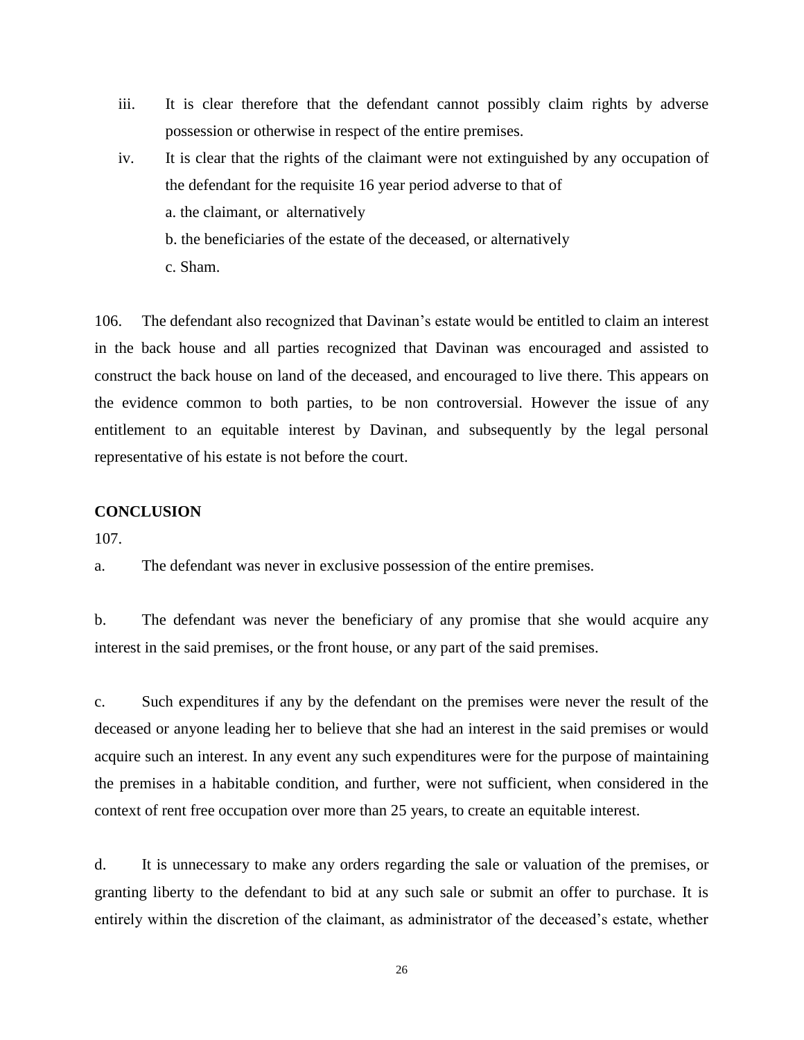iii. It is clear therefore that the defendant cannot possibly claim rights by adverse possession or otherwise in respect of the entire premises.

iv. It is clear that the rights of the claimant were not extinguished by any occupation of the defendant for the requisite 16 year period adverse to that of

a. the claimant, or alternatively

b. the beneficiaries of the estate of the deceased, or alternatively

c. Sham.

106. The defendant also recognized that Davinan's estate would be entitled to claim an interest in the back house and all parties recognized that Davinan was encouraged and assisted to construct the back house on land of the deceased, and encouraged to live there. This appears on the evidence common to both parties, to be non controversial. However the issue of any entitlement to an equitable interest by Davinan, and subsequently by the legal personal representative of his estate is not before the court.

**CONCLUSION**

107.

a. The defendant was never in exclusive possession of the entire premises.

b. The defendant was never the beneficiary of any promise that she would acquire any interest in the said premises, or the front house, or any part of the said premises.

c. Such expenditures if any by the defendant on the premises were never the result of the deceased or anyone leading her to believe that she had an interest in the said premises or would acquire such an interest. In any event any such expenditures were for the purpose of maintaining the premises in a habitable condition, and further, were not sufficient, when considered in the context of rent free occupation over more than 25 years, to create an equitable interest.

d. It is unnecessary to make any orders regarding the sale or valuation of the premises, or granting liberty to the defendant to bid at any such sale or submit an offer to purchase. It is entirely within the discretion of the claimant, as administrator of the deceased's estate, whether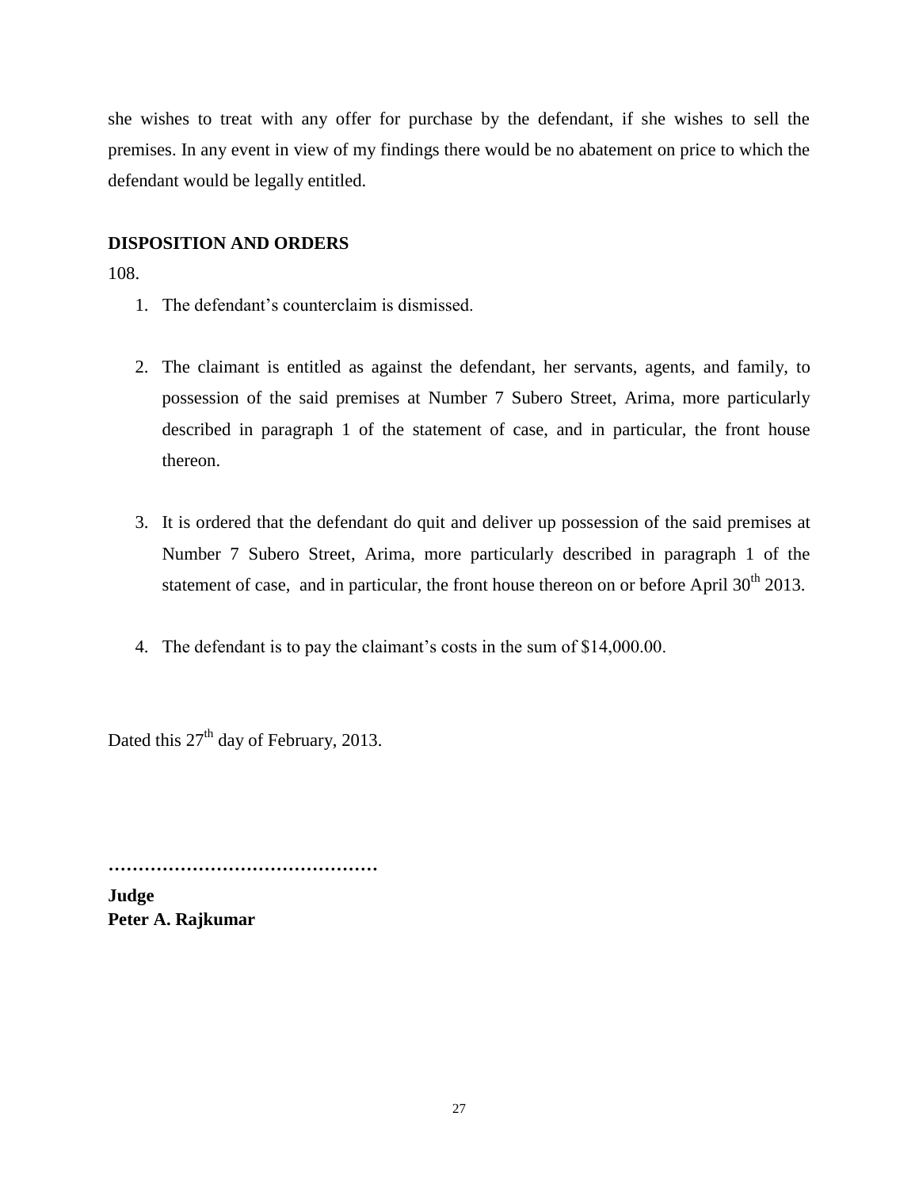she wishes to treat with any offer for purchase by the defendant, if she wishes to sell the premises. In any event in view of my findings there would be no abatement on price to which the defendant would be legally entitled.

## DISPOSITION AND ORDERS

108.

1. The defendant's counterclaim is dismissed.

2. The claimant is entitled as against the defendant, her servants, agents, and family, to possession of the said premises at Number 7 Subero Street, Arima, more particularly described in paragraph 1 of the statement of case, and in particular, the front house thereon.

3. It is ordered that the defendant do quit and deliver up possession of the said premises at Number 7 Subero Street, Arima, more particularly described in paragraph 1 of the statement of case, and in particular, the front house thereon on or before April 30th 2013.

4. The defendant is to pay the claimant's costs in the sum of $14,000.00.

Dated this 27th day of February, 2013.

**………………………………………**

**Judge**
**Peter A. Rajkumar**